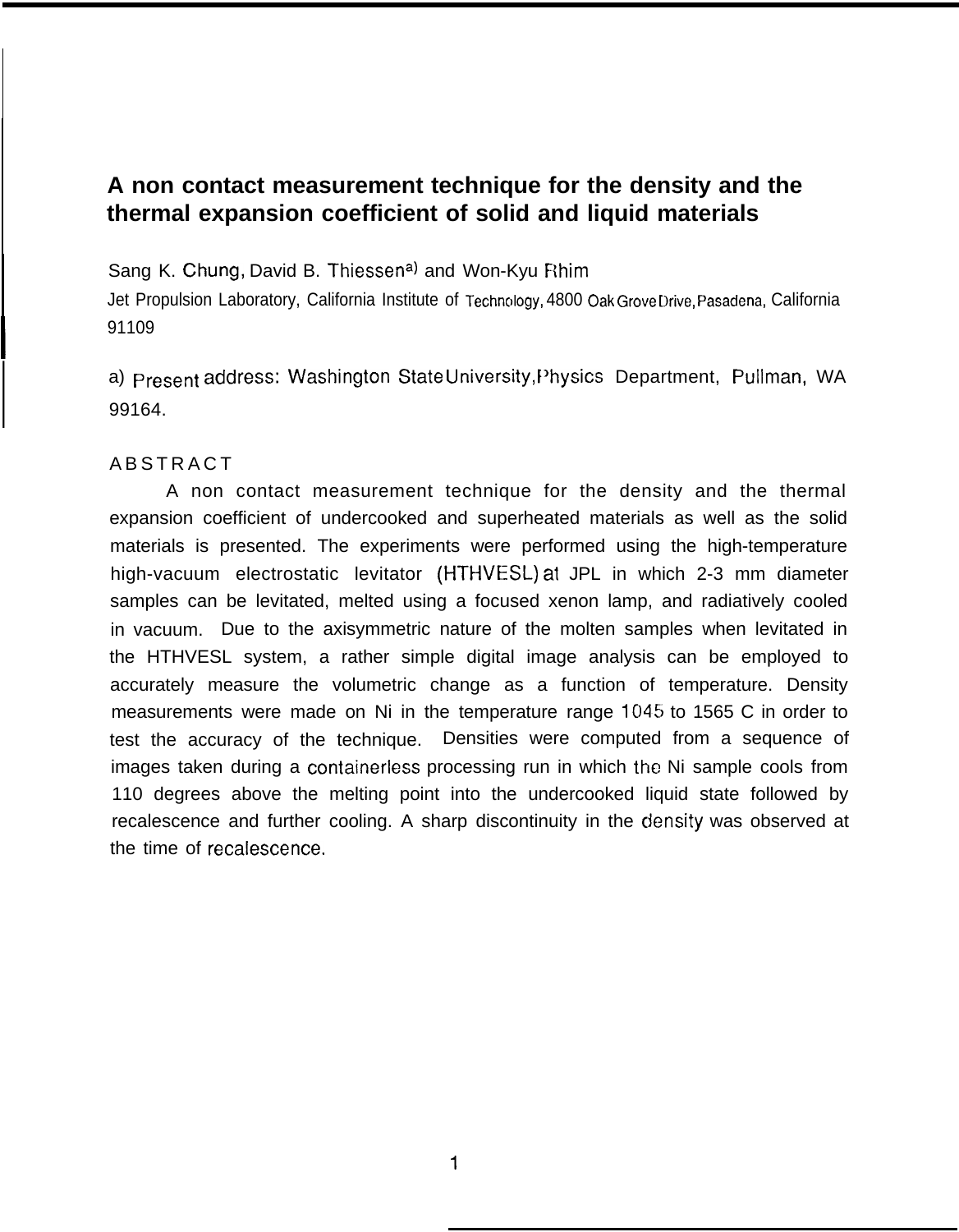# A non contact measurement technique for the density and the thermal expansion coefficient of solid and liquid materials

Sang K. Chung, David B. Thiessen[a] and Won-Kyu Rhim

Jet Propulsion Laboratory, California Institute of Technology, 4800 Oak Grove Drive, Pasadena, California 91109

a) Present address: Washington State University, Physics Department, Pullman, WA 99164.

## ABSTRACT

A non contact measurement technique for the density and the thermal expansion coefficient of undercooked and superheated materials as well as the solid materials is presented. The experiments were performed using the high-temperature high-vacuum electrostatic levitator (HTHVESL) at JPL in which 2-3 mm diameter samples can be levitated, melted using a focused xenon lamp, and radiatively cooled in vacuum. Due to the axisymmetric nature of the molten samples when levitated in the HTHVESL system, a rather simple digital image analysis can be employed to accurately measure the volumetric change as a function of temperature. Density measurements were made on Ni in the temperature range 1045 to 1565 C in order to test the accuracy of the technique. Densities were computed from a sequence of images taken during a containerless processing run in which the Ni sample cools from 110 degrees above the melting point into the undercooked liquid state followed by recalescence and further cooling. A sharp discontinuity in the density was observed at the time of recalescence.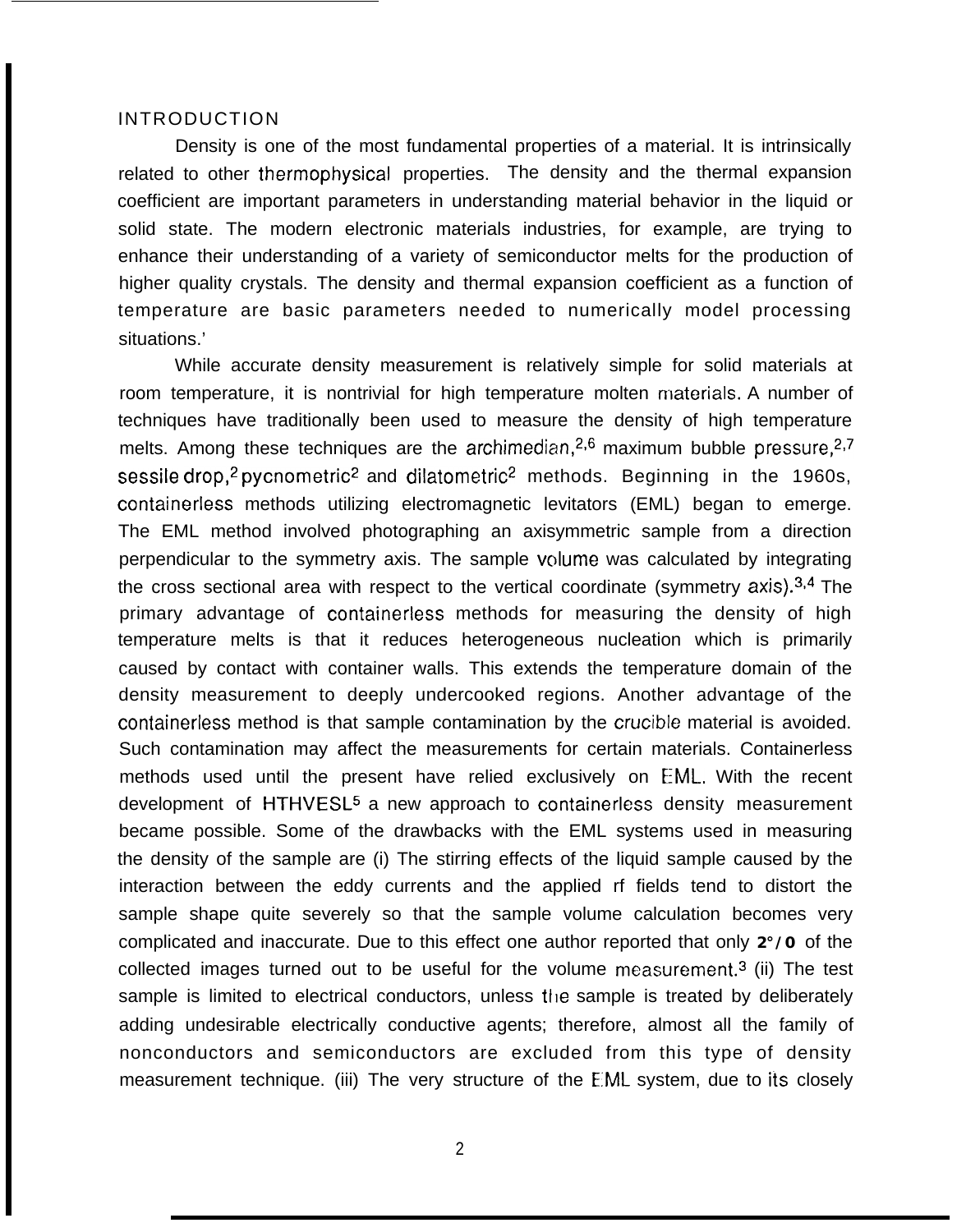## INTRODUCTION

Density is one of the most fundamental properties of a material. It is intrinsically related to other thermophysical properties. The density and the thermal expansion coefficient are important parameters in understanding material behavior in the liquid or solid state. The modern electronic materials industries, for example, are trying to enhance their understanding of a variety of semiconductor melts for the production of higher quality crystals. The density and thermal expansion coefficient as a function of temperature are basic parameters needed to numerically model processing situations.'

While accurate density measurement is relatively simple for solid materials at room temperature, it is nontrivial for high temperature molten materials. A number of techniques have traditionally been used to measure the density of high temperature melts. Among these techniques are the archimedian,[2,6] maximum bubble pressure,[2,7] sessile drop,[2] pycnometric[2] and dilatometric[2] methods. Beginning in the 1960s, containerless methods utilizing electromagnetic levitators (EML) began to emerge. The EML method involved photographing an axisymmetric sample from a direction perpendicular to the symmetry axis. The sample volume was calculated by integrating the cross sectional area with respect to the vertical coordinate (symmetry axis).[3,4] The primary advantage of containerless methods for measuring the density of high temperature melts is that it reduces heterogeneous nucleation which is primarily caused by contact with container walls. This extends the temperature domain of the density measurement to deeply undercooked regions. Another advantage of the containerless method is that sample contamination by the crucible material is avoided. Such contamination may affect the measurements for certain materials. Containerless methods used until the present have relied exclusively on EML. With the recent development of HTHVESL[5] a new approach to containerless density measurement became possible. Some of the drawbacks with the EML systems used in measuring the density of the sample are (i) The stirring effects of the liquid sample caused by the interaction between the eddy currents and the applied rf fields tend to distort the sample shape quite severely so that the sample volume calculation becomes very complicated and inaccurate. Due to this effect one author reported that only 2°/0 of the collected images turned out to be useful for the volume measurement.[3] (ii) The test sample is limited to electrical conductors, unless the sample is treated by deliberately adding undesirable electrically conductive agents; therefore, almost all the family of nonconductors and semiconductors are excluded from this type of density measurement technique. (iii) The very structure of the EML system, due to its closely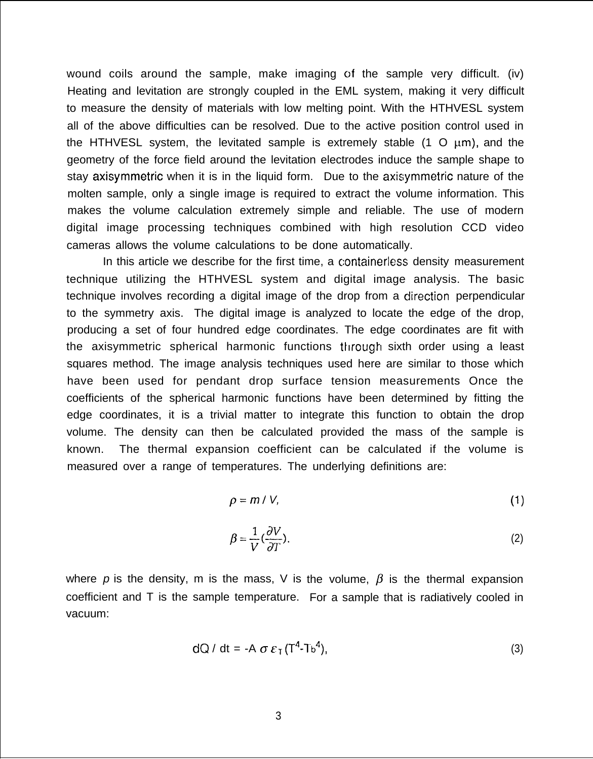wound coils around the sample, make imaging of the sample very difficult. (iv) Heating and levitation are strongly coupled in the EML system, making it very difficult to measure the density of materials with low melting point. With the HTHVESL system all of the above difficulties can be resolved. Due to the active position control used in the HTHVESL system, the levitated sample is extremely stable (1 O μm), and the geometry of the force field around the levitation electrodes induce the sample shape to stay axisymmetric when it is in the liquid form. Due to the axisymmetric nature of the molten sample, only a single image is required to extract the volume information. This makes the volume calculation extremely simple and reliable. The use of modern digital image processing techniques combined with high resolution CCD video cameras allows the volume calculations to be done automatically.

In this article we describe for the first time, a containerless density measurement technique utilizing the HTHVESL system and digital image analysis. The basic technique involves recording a digital image of the drop from a direction perpendicular to the symmetry axis. The digital image is analyzed to locate the edge of the drop, producing a set of four hundred edge coordinates. The edge coordinates are fit with the axisymmetric spherical harmonic functions through sixth order using a least squares method. The image analysis techniques used here are similar to those which have been used for pendant drop surface tension measurements Once the coefficients of the spherical harmonic functions have been determined by fitting the edge coordinates, it is a trivial matter to integrate this function to obtain the drop volume. The density can then be calculated provided the mass of the sample is known. The thermal expansion coefficient can be calculated if the volume is measured over a range of temperatures. The underlying definitions are:

$$\rho = m / V, \tag{1}$$

$$\beta = \frac{1}{V}\left(\frac{\partial V}{\partial T}\right). \tag{2}$$

where $p$ is the density, m is the mass, V is the volume, $\beta$ is the thermal expansion coefficient and T is the sample temperature. For a sample that is radiatively cooled in vacuum:

$$dQ / dt = -A \, \sigma \, \varepsilon_T (T^4 - T_b^4), \tag{3}$$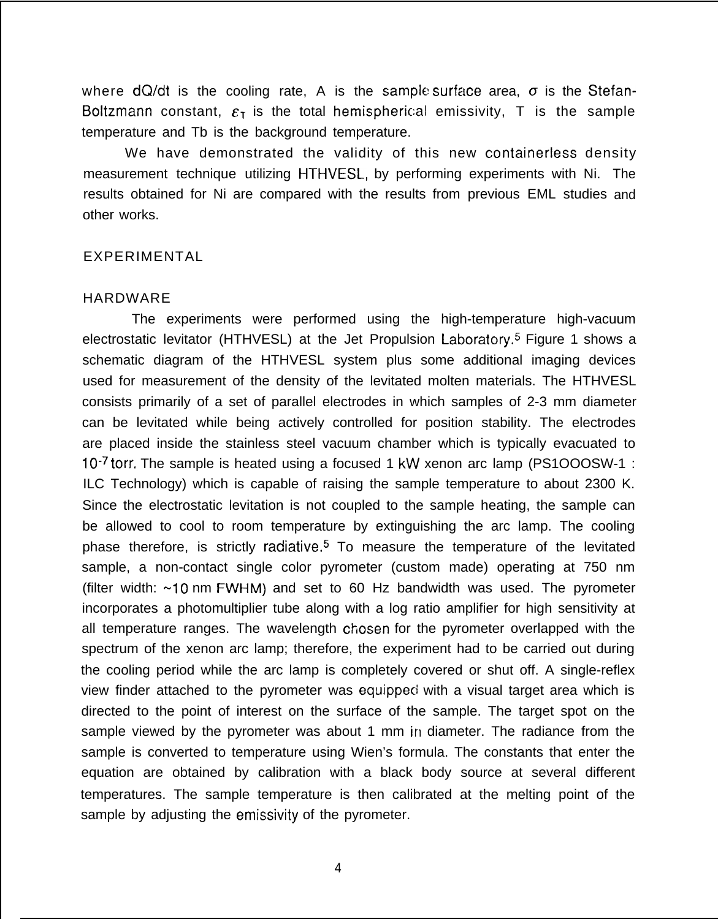where $dQ/dt$ is the cooling rate, A is the sample surface area, $\sigma$ is the Stefan-Boltzmann constant, $\varepsilon_T$ is the total hemispherical emissivity, T is the sample temperature and Tb is the background temperature.

We have demonstrated the validity of this new containerless density measurement technique utilizing HTHVESL, by performing experiments with Ni. The results obtained for Ni are compared with the results from previous EML studies and other works.

## EXPERIMENTAL

### HARDWARE

The experiments were performed using the high-temperature high-vacuum electrostatic levitator (HTHVESL) at the Jet Propulsion Laboratory.[5] Figure 1 shows a schematic diagram of the HTHVESL system plus some additional imaging devices used for measurement of the density of the levitated molten materials. The HTHVESL consists primarily of a set of parallel electrodes in which samples of 2-3 mm diameter can be levitated while being actively controlled for position stability. The electrodes are placed inside the stainless steel vacuum chamber which is typically evacuated to $10^{-7}$ torr. The sample is heated using a focused 1 kW xenon arc lamp (PS1OOOSW-1 : ILC Technology) which is capable of raising the sample temperature to about 2300 K. Since the electrostatic levitation is not coupled to the sample heating, the sample can be allowed to cool to room temperature by extinguishing the arc lamp. The cooling phase therefore, is strictly radiative.[5] To measure the temperature of the levitated sample, a non-contact single color pyrometer (custom made) operating at 750 nm (filter width: ~10 nm FWHM) and set to 60 Hz bandwidth was used. The pyrometer incorporates a photomultiplier tube along with a log ratio amplifier for high sensitivity at all temperature ranges. The wavelength chosen for the pyrometer overlapped with the spectrum of the xenon arc lamp; therefore, the experiment had to be carried out during the cooling period while the arc lamp is completely covered or shut off. A single-reflex view finder attached to the pyrometer was equipped with a visual target area which is directed to the point of interest on the surface of the sample. The target spot on the sample viewed by the pyrometer was about 1 mm in diameter. The radiance from the sample is converted to temperature using Wien's formula. The constants that enter the equation are obtained by calibration with a black body source at several different temperatures. The sample temperature is then calibrated at the melting point of the sample by adjusting the emissivity of the pyrometer.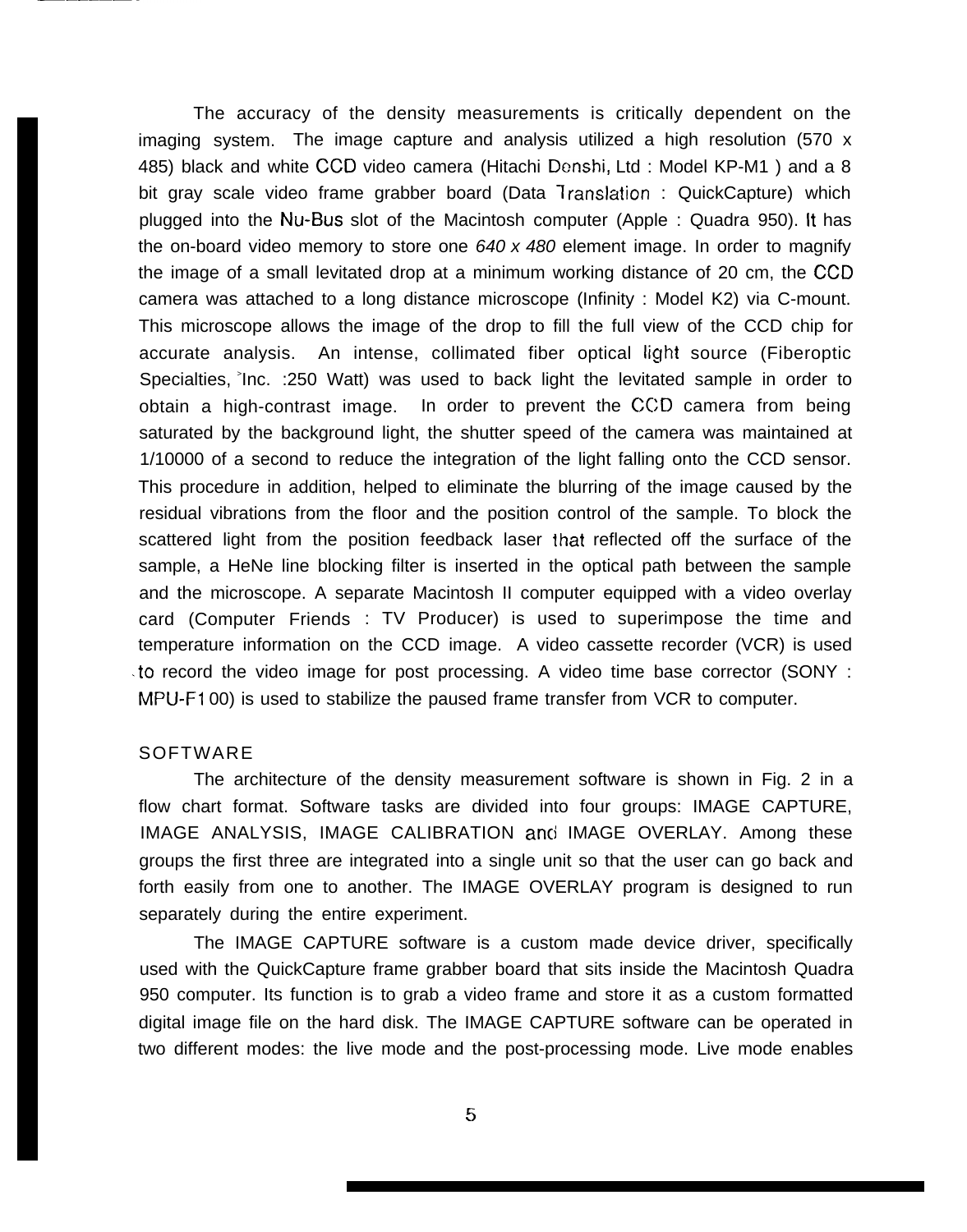The accuracy of the density measurements is critically dependent on the imaging system. The image capture and analysis utilized a high resolution (570 x 485) black and white CCD video camera (Hitachi Denshi, Ltd : Model KP-M1 ) and a 8 bit gray scale video frame grabber board (Data Translation : QuickCapture) which plugged into the Nu-Bus slot of the Macintosh computer (Apple : Quadra 950). It has the on-board video memory to store one *640 x 480* element image. In order to magnify the image of a small levitated drop at a minimum working distance of 20 cm, the CCD camera was attached to a long distance microscope (Infinity : Model K2) via C-mount. This microscope allows the image of the drop to fill the full view of the CCD chip for accurate analysis. An intense, collimated fiber optical light source (Fiberoptic Specialties, Inc. :250 Watt) was used to back light the levitated sample in order to obtain a high-contrast image. In order to prevent the CCD camera from being saturated by the background light, the shutter speed of the camera was maintained at 1/10000 of a second to reduce the integration of the light falling onto the CCD sensor. This procedure in addition, helped to eliminate the blurring of the image caused by the residual vibrations from the floor and the position control of the sample. To block the scattered light from the position feedback laser that reflected off the surface of the sample, a HeNe line blocking filter is inserted in the optical path between the sample and the microscope. A separate Macintosh II computer equipped with a video overlay card (Computer Friends : TV Producer) is used to superimpose the time and temperature information on the CCD image. A video cassette recorder (VCR) is used to record the video image for post processing. A video time base corrector (SONY : MPU-F100) is used to stabilize the paused frame transfer from VCR to computer.

## SOFTWARE

The architecture of the density measurement software is shown in Fig. 2 in a flow chart format. Software tasks are divided into four groups: IMAGE CAPTURE, IMAGE ANALYSIS, IMAGE CALIBRATION and IMAGE OVERLAY. Among these groups the first three are integrated into a single unit so that the user can go back and forth easily from one to another. The IMAGE OVERLAY program is designed to run separately during the entire experiment.

The IMAGE CAPTURE software is a custom made device driver, specifically used with the QuickCapture frame grabber board that sits inside the Macintosh Quadra 950 computer. Its function is to grab a video frame and store it as a custom formatted digital image file on the hard disk. The IMAGE CAPTURE software can be operated in two different modes: the live mode and the post-processing mode. Live mode enables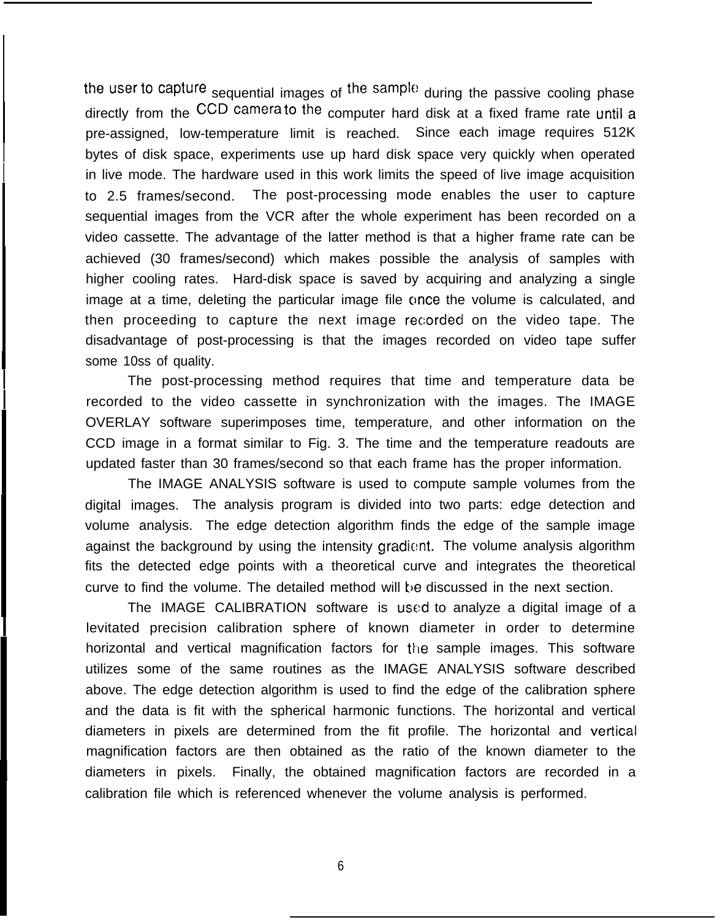the user to capture sequential images of the sample during the passive cooling phase directly from the CCD camera to the computer hard disk at a fixed frame rate until a pre-assigned, low-temperature limit is reached. Since each image requires 512K bytes of disk space, experiments use up hard disk space very quickly when operated in live mode. The hardware used in this work limits the speed of live image acquisition to 2.5 frames/second. The post-processing mode enables the user to capture sequential images from the VCR after the whole experiment has been recorded on a video cassette. The advantage of the latter method is that a higher frame rate can be achieved (30 frames/second) which makes possible the analysis of samples with higher cooling rates. Hard-disk space is saved by acquiring and analyzing a single image at a time, deleting the particular image file once the volume is calculated, and then proceeding to capture the next image recorded on the video tape. The disadvantage of post-processing is that the images recorded on video tape suffer some 10ss of quality.

The post-processing method requires that time and temperature data be recorded to the video cassette in synchronization with the images. The IMAGE OVERLAY software superimposes time, temperature, and other information on the CCD image in a format similar to Fig. 3. The time and the temperature readouts are updated faster than 30 frames/second so that each frame has the proper information.

The IMAGE ANALYSIS software is used to compute sample volumes from the digital images. The analysis program is divided into two parts: edge detection and volume analysis. The edge detection algorithm finds the edge of the sample image against the background by using the intensity gradient. The volume analysis algorithm fits the detected edge points with a theoretical curve and integrates the theoretical curve to find the volume. The detailed method will be discussed in the next section.

The IMAGE CALIBRATION software is used to analyze a digital image of a levitated precision calibration sphere of known diameter in order to determine horizontal and vertical magnification factors for the sample images. This software utilizes some of the same routines as the IMAGE ANALYSIS software described above. The edge detection algorithm is used to find the edge of the calibration sphere and the data is fit with the spherical harmonic functions. The horizontal and vertical diameters in pixels are determined from the fit profile. The horizontal and vertical magnification factors are then obtained as the ratio of the known diameter to the diameters in pixels. Finally, the obtained magnification factors are recorded in a calibration file which is referenced whenever the volume analysis is performed.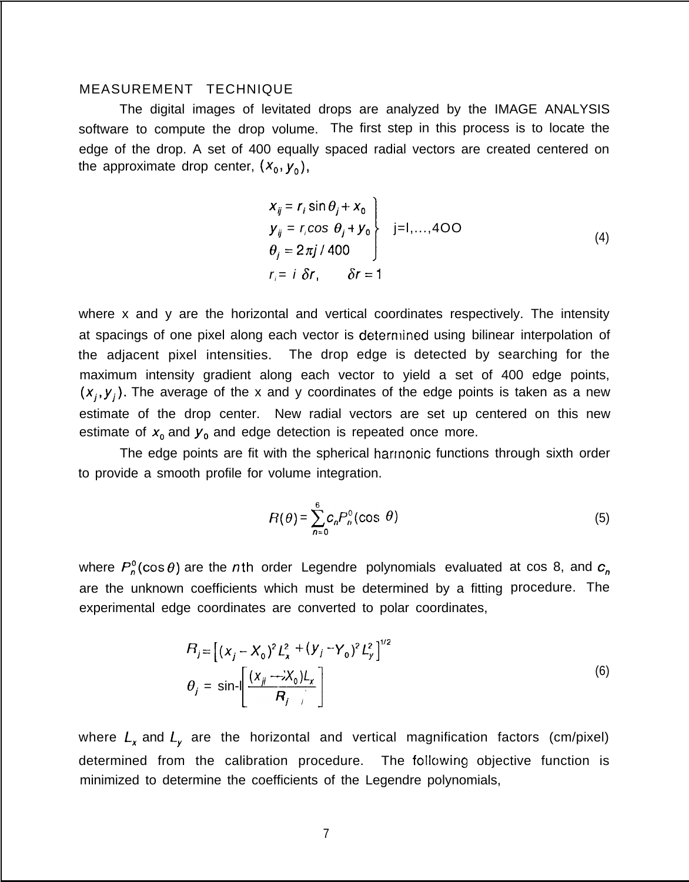## MEASUREMENT TECHNIQUE

The digital images of levitated drops are analyzed by the IMAGE ANALYSIS software to compute the drop volume. The first step in this process is to locate the edge of the drop. A set of 400 equally spaced radial vectors are created centered on the approximate drop center, $(x_0, y_0)$,

$$
\left.
\begin{aligned}
x_{ij} &= r_i \sin\theta_j + x_0 \\
y_{ij} &= r_i \cos\theta_j + y_0 \\
\theta_j &= 2\pi j / 400
\end{aligned}
\right\} \quad j=1,\ldots,400
\tag{4}
$$

$$
r_i = i\,\delta r, \qquad \delta r = 1
$$

where x and y are the horizontal and vertical coordinates respectively. The intensity at spacings of one pixel along each vector is determined using bilinear interpolation of the adjacent pixel intensities. The drop edge is detected by searching for the maximum intensity gradient along each vector to yield a set of 400 edge points, $(x_j, y_j)$. The average of the x and y coordinates of the edge points is taken as a new estimate of the drop center. New radial vectors are set up centered on this new estimate of $x_0$ and $y_0$ and edge detection is repeated once more.

The edge points are fit with the spherical harmonic functions through sixth order to provide a smooth profile for volume integration.

$$
R(\theta) = \sum_{n=0}^{6} c_n P_n^0(\cos\theta)
\tag{5}
$$

where $P_n^0(\cos\theta)$ are the $n$th order Legendre polynomials evaluated at $\cos\theta$, and $c_n$ are the unknown coefficients which must be determined by a fitting procedure. The experimental edge coordinates are converted to polar coordinates,

$$
\begin{aligned}
R_j &= \left[ (x_j - X_0)^2 L_x^2 + (y_j - Y_0)^2 L_y^2 \right]^{1/2} \\
\theta_j &= \sin^{-1}\left[ \frac{(x_{ji} - X_0) L_x}{R_j} \right]
\end{aligned}
\tag{6}
$$

where $L_x$ and $L_y$ are the horizontal and vertical magnification factors (cm/pixel) determined from the calibration procedure. The following objective function is minimized to determine the coefficients of the Legendre polynomials,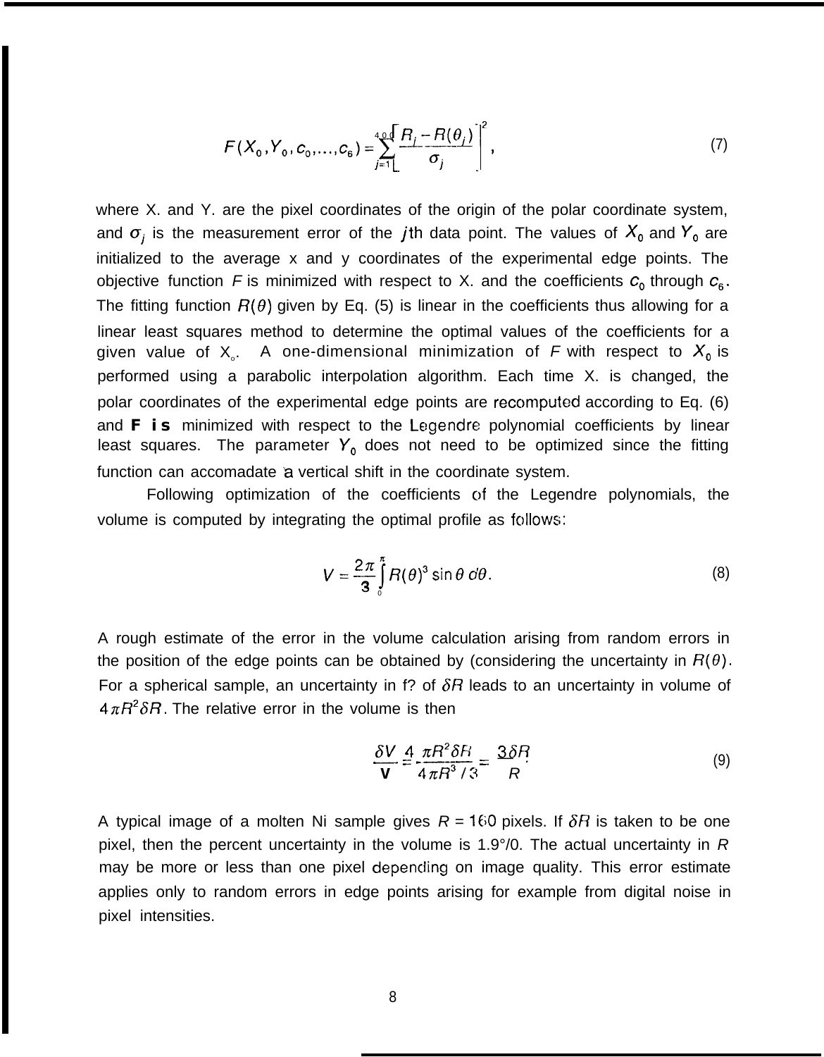$$F(X_0, Y_0, c_0, \ldots, c_6) = \sum_{j=1}^{400} \left[ \frac{R_j - R(\theta_j)}{\sigma_j} \right]^2, \tag{7}$$

where X. and Y. are the pixel coordinates of the origin of the polar coordinate system, and $\sigma_j$ is the measurement error of the $j$th data point. The values of $X_0$ and $Y_0$ are initialized to the average x and y coordinates of the experimental edge points. The objective function $F$ is minimized with respect to X. and the coefficients $c_0$ through $c_6$. The fitting function $R(\theta)$ given by Eq. (5) is linear in the coefficients thus allowing for a linear least squares method to determine the optimal values of the coefficients for a given value of $X_o$. A one-dimensional minimization of $F$ with respect to $X_0$ is performed using a parabolic interpolation algorithm. Each time X. is changed, the polar coordinates of the experimental edge points are recomputed according to Eq. (6) and **F is** minimized with respect to the Legendre polynomial coefficients by linear least squares. The parameter $Y_0$ does not need to be optimized since the fitting function can accomadate a vertical shift in the coordinate system.

Following optimization of the coefficients of the Legendre polynomials, the volume is computed by integrating the optimal profile as follows:

$$V = \frac{2\pi}{3} \int_0^{\pi} R(\theta)^3 \sin\theta \, d\theta. \tag{8}$$

A rough estimate of the error in the volume calculation arising from random errors in the position of the edge points can be obtained by (considering the uncertainty in $R(\theta)$. For a spherical sample, an uncertainty in f? of $\delta R$ leads to an uncertainty in volume of $4\pi R^2 \delta R$. The relative error in the volume is then

$$\frac{\delta V}{V} = \frac{4\pi R^2 \delta R}{4\pi R^3 / 3} = \frac{3\delta R}{R}. \tag{9}$$

A typical image of a molten Ni sample gives $R$ = 160 pixels. If $\delta R$ is taken to be one pixel, then the percent uncertainty in the volume is 1.9°/0. The actual uncertainty in $R$ may be more or less than one pixel depending on image quality. This error estimate applies only to random errors in edge points arising for example from digital noise in pixel intensities.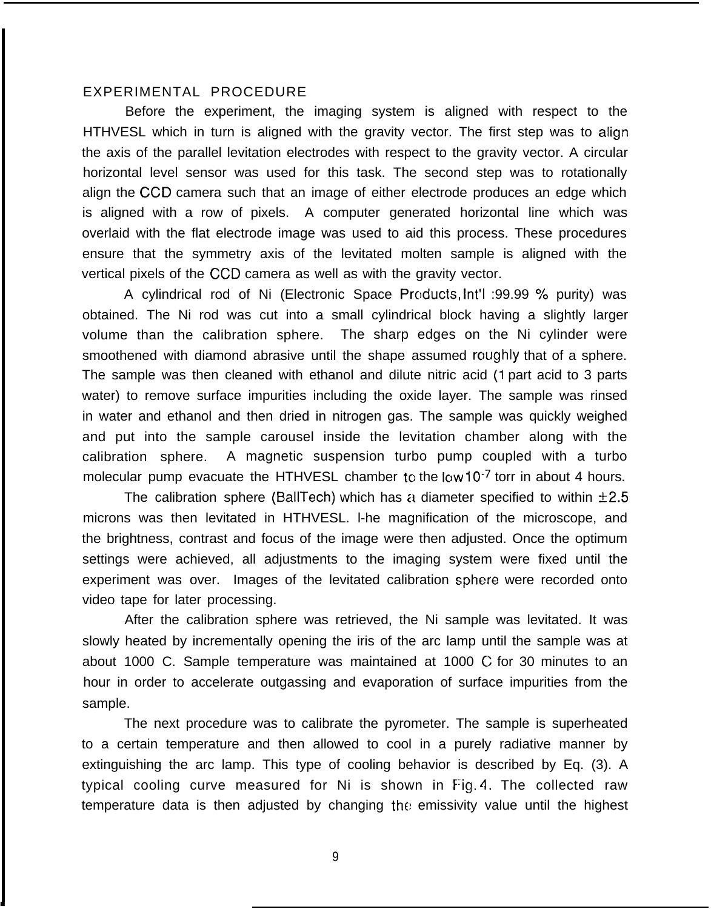## EXPERIMENTAL PROCEDURE

Before the experiment, the imaging system is aligned with respect to the HTHVESL which in turn is aligned with the gravity vector. The first step was to align the axis of the parallel levitation electrodes with respect to the gravity vector. A circular horizontal level sensor was used for this task. The second step was to rotationally align the CCD camera such that an image of either electrode produces an edge which is aligned with a row of pixels. A computer generated horizontal line which was overlaid with the flat electrode image was used to aid this process. These procedures ensure that the symmetry axis of the levitated molten sample is aligned with the vertical pixels of the CCD camera as well as with the gravity vector.

A cylindrical rod of Ni (Electronic Space Products, Int'l :99.99 % purity) was obtained. The Ni rod was cut into a small cylindrical block having a slightly larger volume than the calibration sphere. The sharp edges on the Ni cylinder were smoothened with diamond abrasive until the shape assumed roughly that of a sphere. The sample was then cleaned with ethanol and dilute nitric acid (1 part acid to 3 parts water) to remove surface impurities including the oxide layer. The sample was rinsed in water and ethanol and then dried in nitrogen gas. The sample was quickly weighed and put into the sample carousel inside the levitation chamber along with the calibration sphere. A magnetic suspension turbo pump coupled with a turbo molecular pump evacuate the HTHVESL chamber to the low $10^{-7}$ torr in about 4 hours.

The calibration sphere (BallTech) which has a diameter specified to within $\pm 2.5$ microns was then levitated in HTHVESL. The magnification of the microscope, and the brightness, contrast and focus of the image were then adjusted. Once the optimum settings were achieved, all adjustments to the imaging system were fixed until the experiment was over. Images of the levitated calibration sphere were recorded onto video tape for later processing.

After the calibration sphere was retrieved, the Ni sample was levitated. It was slowly heated by incrementally opening the iris of the arc lamp until the sample was at about 1000 C. Sample temperature was maintained at 1000 C for 30 minutes to an hour in order to accelerate outgassing and evaporation of surface impurities from the sample.

The next procedure was to calibrate the pyrometer. The sample is superheated to a certain temperature and then allowed to cool in a purely radiative manner by extinguishing the arc lamp. This type of cooling behavior is described by Eq. (3). A typical cooling curve measured for Ni is shown in Fig. 4. The collected raw temperature data is then adjusted by changing the emissivity value until the highest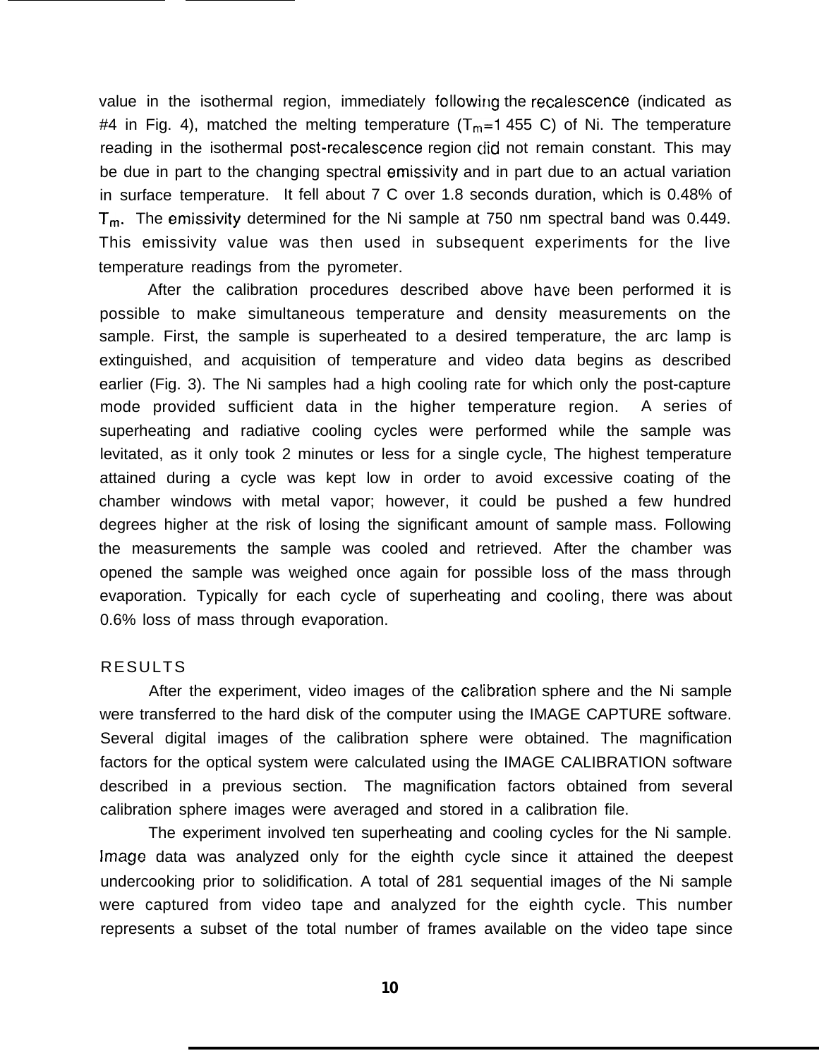value in the isothermal region, immediately following the recalescence (indicated as #4 in Fig. 4), matched the melting temperature ($T_m$=1 455 C) of Ni. The temperature reading in the isothermal post-recalescence region did not remain constant. This may be due in part to the changing spectral emissivity and in part due to an actual variation in surface temperature. It fell about 7 C over 1.8 seconds duration, which is 0.48% of $T_m$. The emissivity determined for the Ni sample at 750 nm spectral band was 0.449. This emissivity value was then used in subsequent experiments for the live temperature readings from the pyrometer.

After the calibration procedures described above have been performed it is possible to make simultaneous temperature and density measurements on the sample. First, the sample is superheated to a desired temperature, the arc lamp is extinguished, and acquisition of temperature and video data begins as described earlier (Fig. 3). The Ni samples had a high cooling rate for which only the post-capture mode provided sufficient data in the higher temperature region. A series of superheating and radiative cooling cycles were performed while the sample was levitated, as it only took 2 minutes or less for a single cycle, The highest temperature attained during a cycle was kept low in order to avoid excessive coating of the chamber windows with metal vapor; however, it could be pushed a few hundred degrees higher at the risk of losing the significant amount of sample mass. Following the measurements the sample was cooled and retrieved. After the chamber was opened the sample was weighed once again for possible loss of the mass through evaporation. Typically for each cycle of superheating and cooling, there was about 0.6% loss of mass through evaporation.

## RESULTS

After the experiment, video images of the calibration sphere and the Ni sample were transferred to the hard disk of the computer using the IMAGE CAPTURE software. Several digital images of the calibration sphere were obtained. The magnification factors for the optical system were calculated using the IMAGE CALIBRATION software described in a previous section. The magnification factors obtained from several calibration sphere images were averaged and stored in a calibration file.

The experiment involved ten superheating and cooling cycles for the Ni sample. Image data was analyzed only for the eighth cycle since it attained the deepest undercooking prior to solidification. A total of 281 sequential images of the Ni sample were captured from video tape and analyzed for the eighth cycle. This number represents a subset of the total number of frames available on the video tape since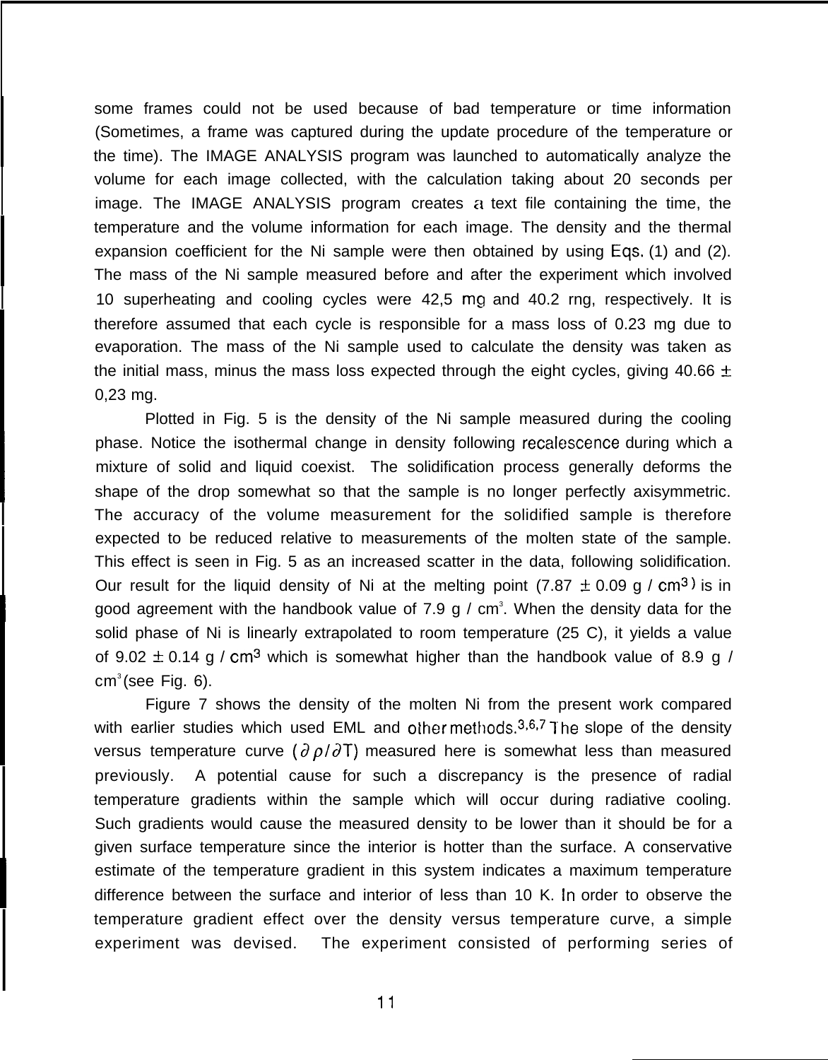some frames could not be used because of bad temperature or time information (Sometimes, a frame was captured during the update procedure of the temperature or the time). The IMAGE ANALYSIS program was launched to automatically analyze the volume for each image collected, with the calculation taking about 20 seconds per image. The IMAGE ANALYSIS program creates a text file containing the time, the temperature and the volume information for each image. The density and the thermal expansion coefficient for the Ni sample were then obtained by using Eqs. (1) and (2). The mass of the Ni sample measured before and after the experiment which involved 10 superheating and cooling cycles were 42,5 mg and 40.2 mg, respectively. It is therefore assumed that each cycle is responsible for a mass loss of 0.23 mg due to evaporation. The mass of the Ni sample used to calculate the density was taken as the initial mass, minus the mass loss expected through the eight cycles, giving 40.66 ± 0,23 mg.

Plotted in Fig. 5 is the density of the Ni sample measured during the cooling phase. Notice the isothermal change in density following recalescence during which a mixture of solid and liquid coexist. The solidification process generally deforms the shape of the drop somewhat so that the sample is no longer perfectly axisymmetric. The accuracy of the volume measurement for the solidified sample is therefore expected to be reduced relative to measurements of the molten state of the sample. This effect is seen in Fig. 5 as an increased scatter in the data, following solidification. Our result for the liquid density of Ni at the melting point (7.87 ± 0.09 g / $cm^3$) is in good agreement with the handbook value of 7.9 g / $cm^3$. When the density data for the solid phase of Ni is linearly extrapolated to room temperature (25 C), it yields a value of 9.02 ± 0.14 g / $cm^3$ which is somewhat higher than the handbook value of 8.9 g / $cm^3$ (see Fig. 6).

Figure 7 shows the density of the molten Ni from the present work compared with earlier studies which used EML and other methods.[3,6,7] The slope of the density versus temperature curve ($\partial \rho / \partial T$) measured here is somewhat less than measured previously. A potential cause for such a discrepancy is the presence of radial temperature gradients within the sample which will occur during radiative cooling. Such gradients would cause the measured density to be lower than it should be for a given surface temperature since the interior is hotter than the surface. A conservative estimate of the temperature gradient in this system indicates a maximum temperature difference between the surface and interior of less than 10 K. In order to observe the temperature gradient effect over the density versus temperature curve, a simple experiment was devised. The experiment consisted of performing series of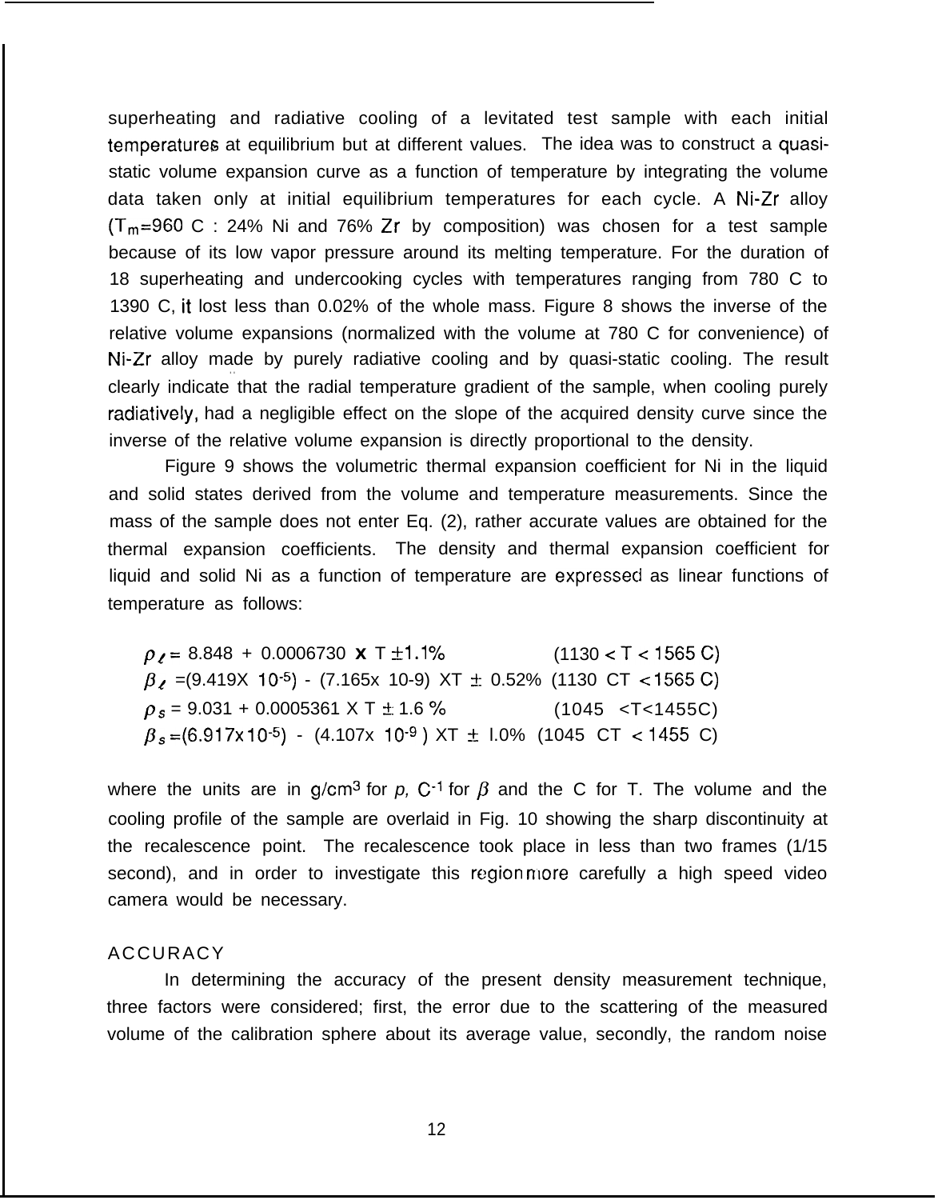superheating and radiative cooling of a levitated test sample with each initial temperatures at equilibrium but at different values. The idea was to construct a quasi-static volume expansion curve as a function of temperature by integrating the volume data taken only at initial equilibrium temperatures for each cycle. A Ni-Zr alloy ($T_m$=960 C : 24% Ni and 76% Zr by composition) was chosen for a test sample because of its low vapor pressure around its melting temperature. For the duration of 18 superheating and undercooking cycles with temperatures ranging from 780 C to 1390 C, it lost less than 0.02% of the whole mass. Figure 8 shows the inverse of the relative volume expansions (normalized with the volume at 780 C for convenience) of Ni-Zr alloy made by purely radiative cooling and by quasi-static cooling. The result clearly indicate that the radial temperature gradient of the sample, when cooling purely radiatively, had a negligible effect on the slope of the acquired density curve since the inverse of the relative volume expansion is directly proportional to the density.

Figure 9 shows the volumetric thermal expansion coefficient for Ni in the liquid and solid states derived from the volume and temperature measurements. Since the mass of the sample does not enter Eq. (2), rather accurate values are obtained for the thermal expansion coefficients. The density and thermal expansion coefficient for liquid and solid Ni as a function of temperature are expressed as linear functions of temperature as follows:

$$\rho_\ell = 8.848 + 0.0006730 \times T \pm 1.1\% \qquad (1130 < T < 1565\ C)$$

$$\beta_\ell = (9.419 \times 10^{-5}) - (7.165 \times 10^{-9}) \times T \pm 0.52\% \qquad (1130 < T < 1565\ C)$$

$$\rho_s = 9.031 + 0.0005361 \times T \pm 1.6\% \qquad (1045 < T < 1455\ C)$$

$$\beta_s = (6.917 \times 10^{-5}) - (4.107 \times 10^{-9}) \times T \pm 1.0\% \qquad (1045 < T < 1455\ C)$$

where the units are in $g/cm^3$ for $\rho$, $C^{-1}$ for $\beta$ and the C for T. The volume and the cooling profile of the sample are overlaid in Fig. 10 showing the sharp discontinuity at the recalescence point. The recalescence took place in less than two frames (1/15 second), and in order to investigate this region more carefully a high speed video camera would be necessary.

## ACCURACY

In determining the accuracy of the present density measurement technique, three factors were considered; first, the error due to the scattering of the measured volume of the calibration sphere about its average value, secondly, the random noise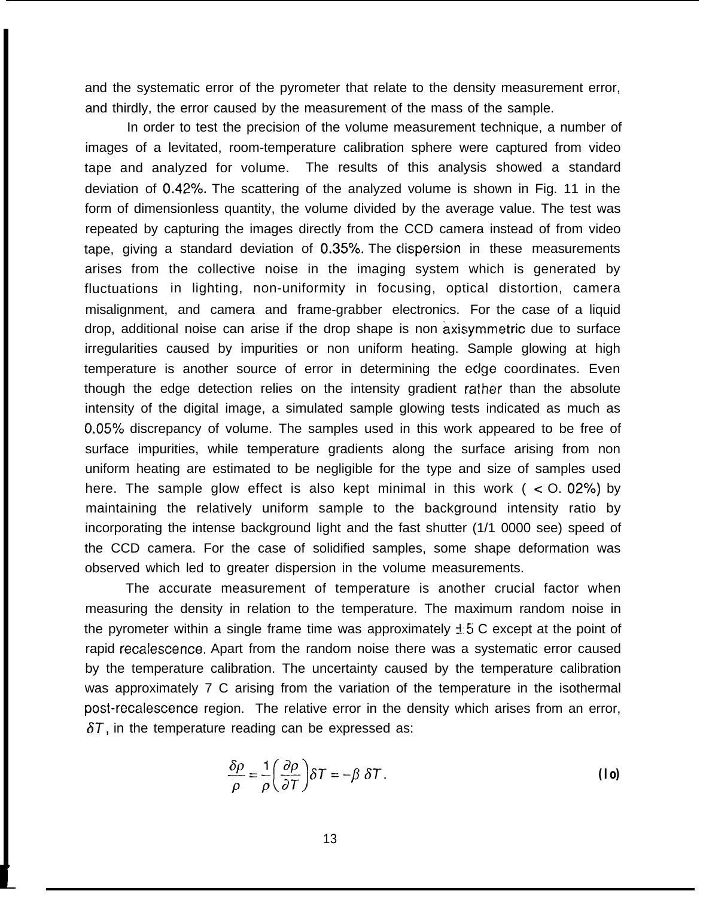and the systematic error of the pyrometer that relate to the density measurement error, and thirdly, the error caused by the measurement of the mass of the sample.

In order to test the precision of the volume measurement technique, a number of images of a levitated, room-temperature calibration sphere were captured from video tape and analyzed for volume. The results of this analysis showed a standard deviation of 0.42%. The scattering of the analyzed volume is shown in Fig. 11 in the form of dimensionless quantity, the volume divided by the average value. The test was repeated by capturing the images directly from the CCD camera instead of from video tape, giving a standard deviation of 0.35%. The dispersion in these measurements arises from the collective noise in the imaging system which is generated by fluctuations in lighting, non-uniformity in focusing, optical distortion, camera misalignment, and camera and frame-grabber electronics. For the case of a liquid drop, additional noise can arise if the drop shape is non axisymmetric due to surface irregularities caused by impurities or non uniform heating. Sample glowing at high temperature is another source of error in determining the edge coordinates. Even though the edge detection relies on the intensity gradient rather than the absolute intensity of the digital image, a simulated sample glowing tests indicated as much as 0.05% discrepancy of volume. The samples used in this work appeared to be free of surface impurities, while temperature gradients along the surface arising from non uniform heating are estimated to be negligible for the type and size of samples used here. The sample glow effect is also kept minimal in this work ( < O. 02%) by maintaining the relatively uniform sample to the background intensity ratio by incorporating the intense background light and the fast shutter (1/1 0000 see) speed of the CCD camera. For the case of solidified samples, some shape deformation was observed which led to greater dispersion in the volume measurements.

The accurate measurement of temperature is another crucial factor when measuring the density in relation to the temperature. The maximum random noise in the pyrometer within a single frame time was approximately ±5 C except at the point of rapid recalescence. Apart from the random noise there was a systematic error caused by the temperature calibration. The uncertainty caused by the temperature calibration was approximately 7 C arising from the variation of the temperature in the isothermal post-recalescence region. The relative error in the density which arises from an error, $\delta T$, in the temperature reading can be expressed as:

$$\frac{\delta\rho}{\rho} = \frac{1}{\rho}\left(\frac{\partial\rho}{\partial T}\right)\delta T = -\beta\,\delta T. \qquad (10)$$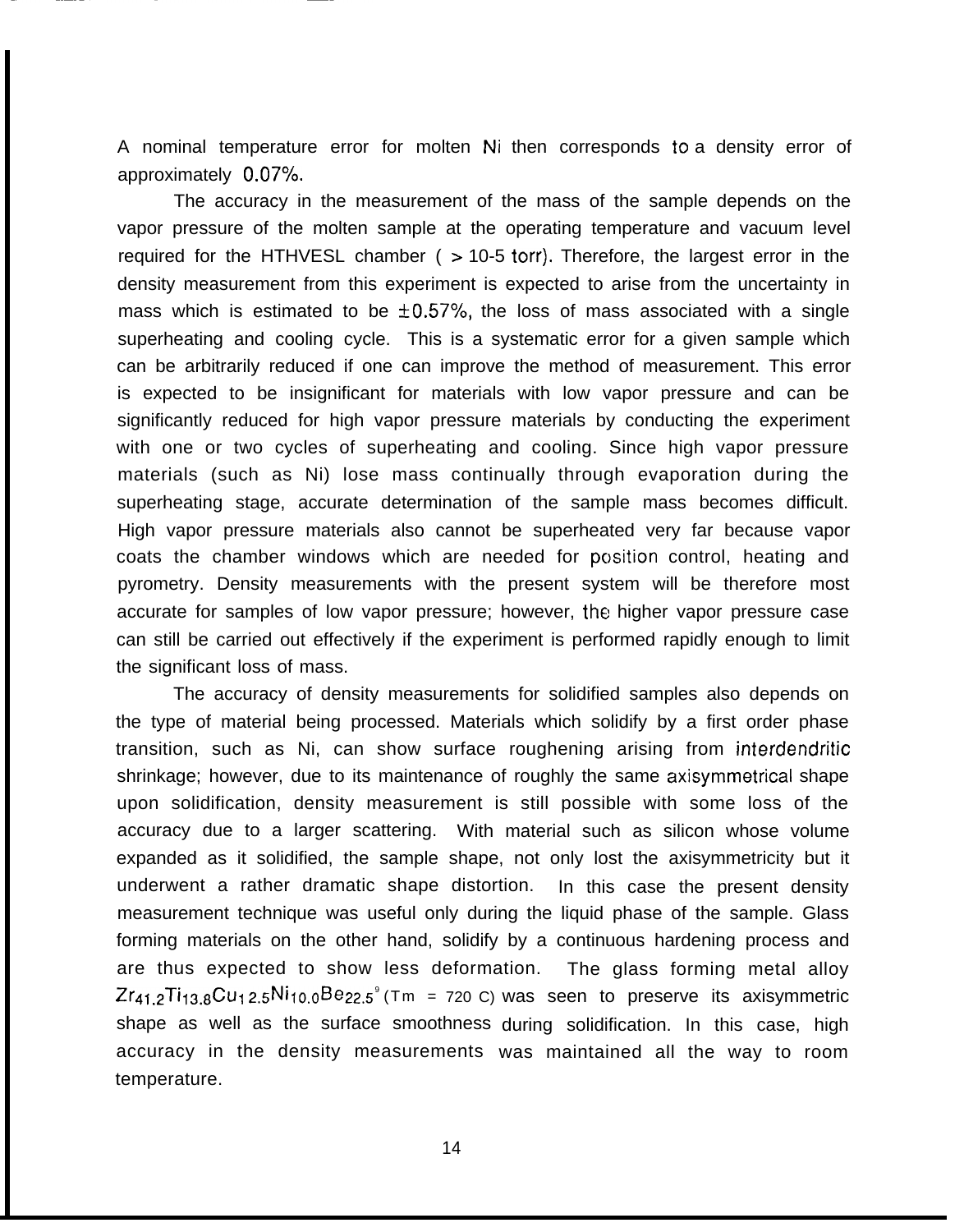A nominal temperature error for molten Ni then corresponds to a density error of approximately 0.07%.

The accuracy in the measurement of the mass of the sample depends on the vapor pressure of the molten sample at the operating temperature and vacuum level required for the HTHVESL chamber ( > 10-5 torr). Therefore, the largest error in the density measurement from this experiment is expected to arise from the uncertainty in mass which is estimated to be ±0.57%, the loss of mass associated with a single superheating and cooling cycle. This is a systematic error for a given sample which can be arbitrarily reduced if one can improve the method of measurement. This error is expected to be insignificant for materials with low vapor pressure and can be significantly reduced for high vapor pressure materials by conducting the experiment with one or two cycles of superheating and cooling. Since high vapor pressure materials (such as Ni) lose mass continually through evaporation during the superheating stage, accurate determination of the sample mass becomes difficult. High vapor pressure materials also cannot be superheated very far because vapor coats the chamber windows which are needed for position control, heating and pyrometry. Density measurements with the present system will be therefore most accurate for samples of low vapor pressure; however, the higher vapor pressure case can still be carried out effectively if the experiment is performed rapidly enough to limit the significant loss of mass.

The accuracy of density measurements for solidified samples also depends on the type of material being processed. Materials which solidify by a first order phase transition, such as Ni, can show surface roughening arising from interdendritic shrinkage; however, due to its maintenance of roughly the same axisymmetrical shape upon solidification, density measurement is still possible with some loss of the accuracy due to a larger scattering. With material such as silicon whose volume expanded as it solidified, the sample shape, not only lost the axisymmetricity but it underwent a rather dramatic shape distortion. In this case the present density measurement technique was useful only during the liquid phase of the sample. Glass forming materials on the other hand, solidify by a continuous hardening process and are thus expected to show less deformation. The glass forming metal alloy $Zr_{41.2}Ti_{13.8}Cu_{12.5}Ni_{10.0}Be_{22.5}$[9] ($T_m$ = 720 C) was seen to preserve its axisymmetric shape as well as the surface smoothness during solidification. In this case, high accuracy in the density measurements was maintained all the way to room temperature.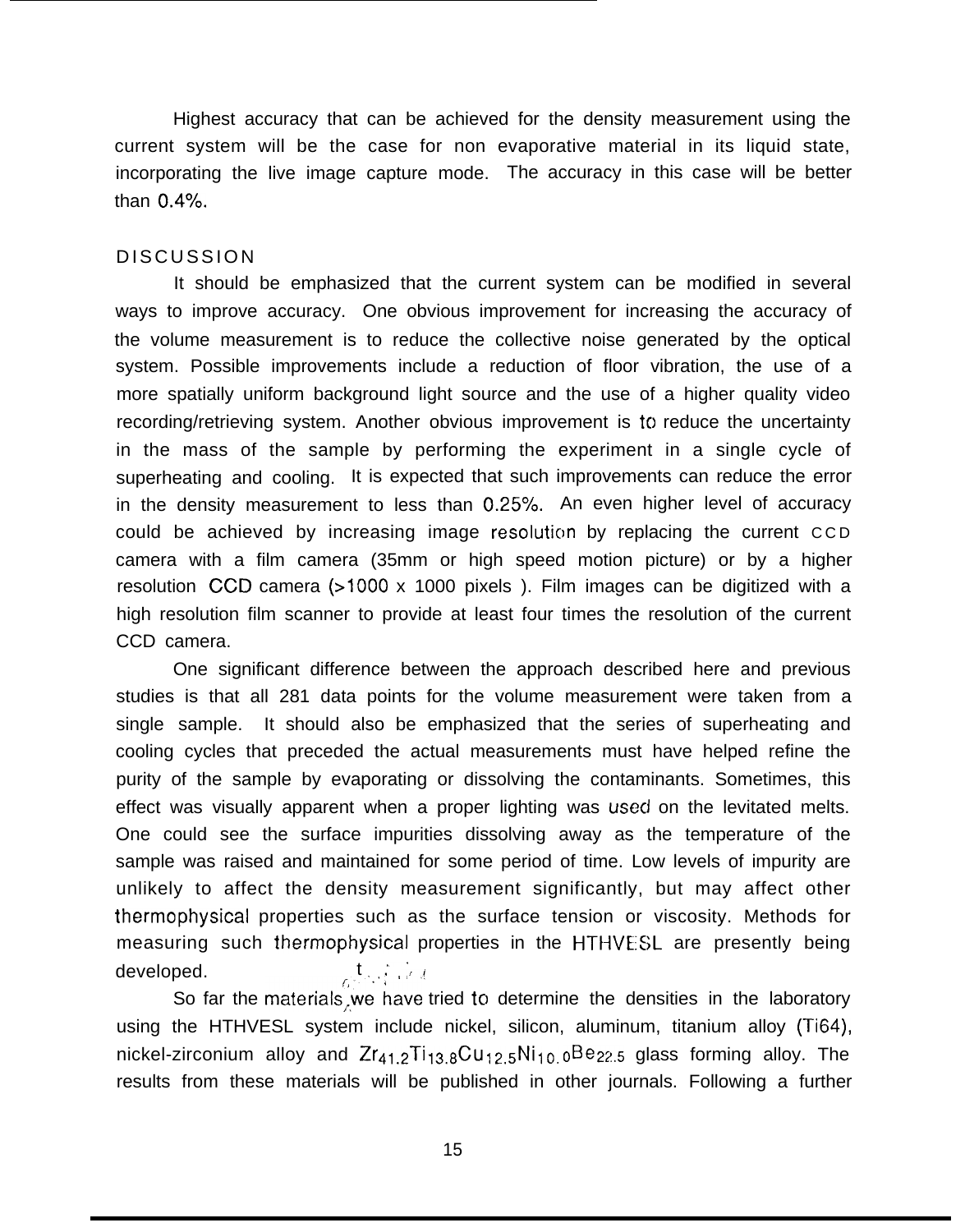Highest accuracy that can be achieved for the density measurement using the current system will be the case for non evaporative material in its liquid state, incorporating the live image capture mode. The accuracy in this case will be better than 0.4%.

## DISCUSSION

It should be emphasized that the current system can be modified in several ways to improve accuracy. One obvious improvement for increasing the accuracy of the volume measurement is to reduce the collective noise generated by the optical system. Possible improvements include a reduction of floor vibration, the use of a more spatially uniform background light source and the use of a higher quality video recording/retrieving system. Another obvious improvement is to reduce the uncertainty in the mass of the sample by performing the experiment in a single cycle of superheating and cooling. It is expected that such improvements can reduce the error in the density measurement to less than 0.25%. An even higher level of accuracy could be achieved by increasing image resolution by replacing the current CCD camera with a film camera (35mm or high speed motion picture) or by a higher resolution CCD camera (>1000 x 1000 pixels ). Film images can be digitized with a high resolution film scanner to provide at least four times the resolution of the current CCD camera.

One significant difference between the approach described here and previous studies is that all 281 data points for the volume measurement were taken from a single sample. It should also be emphasized that the series of superheating and cooling cycles that preceded the actual measurements must have helped refine the purity of the sample by evaporating or dissolving the contaminants. Sometimes, this effect was visually apparent when a proper lighting was used on the levitated melts. One could see the surface impurities dissolving away as the temperature of the sample was raised and maintained for some period of time. Low levels of impurity are unlikely to affect the density measurement significantly, but may affect other thermophysical properties such as the surface tension or viscosity. Methods for measuring such thermophysical properties in the HTHVESL are presently being developed.

So far the materials we have tried to determine the densities in the laboratory using the HTHVESL system include nickel, silicon, aluminum, titanium alloy (Ti64), nickel-zirconium alloy and $Zr_{41.2}Ti_{13.8}Cu_{12.5}Ni_{10.0}Be_{22.5}$ glass forming alloy. The results from these materials will be published in other journals. Following a further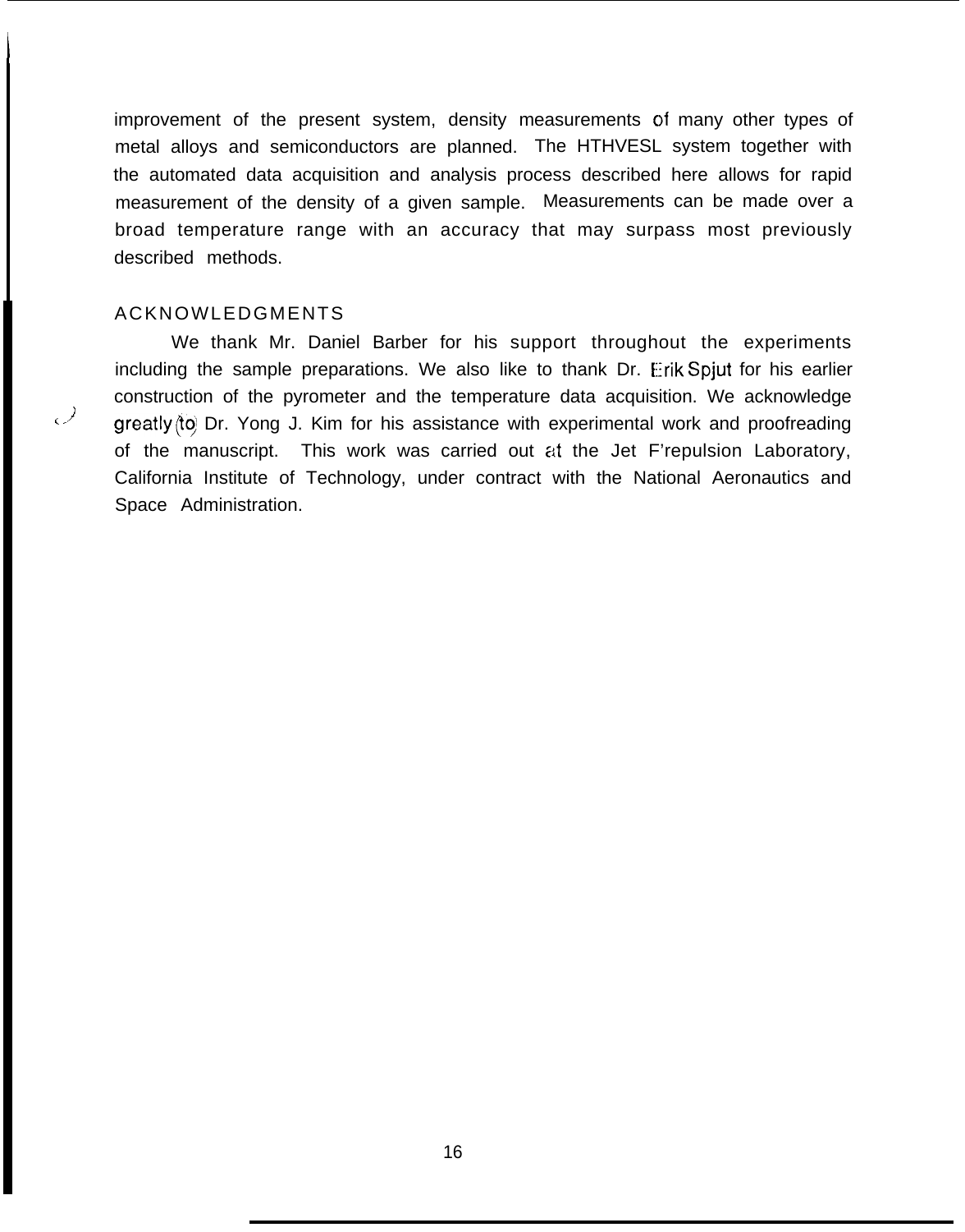improvement of the present system, density measurements of many other types of metal alloys and semiconductors are planned. The HTHVESL system together with the automated data acquisition and analysis process described here allows for rapid measurement of the density of a given sample. Measurements can be made over a broad temperature range with an accuracy that may surpass most previously described methods.

## ACKNOWLEDGMENTS

We thank Mr. Daniel Barber for his support throughout the experiments including the sample preparations. We also like to thank Dr. Erik Spjut for his earlier construction of the pyrometer and the temperature data acquisition. We acknowledge greatly (to) Dr. Yong J. Kim for his assistance with experimental work and proofreading of the manuscript. This work was carried out at the Jet F'repulsion Laboratory, California Institute of Technology, under contract with the National Aeronautics and Space Administration.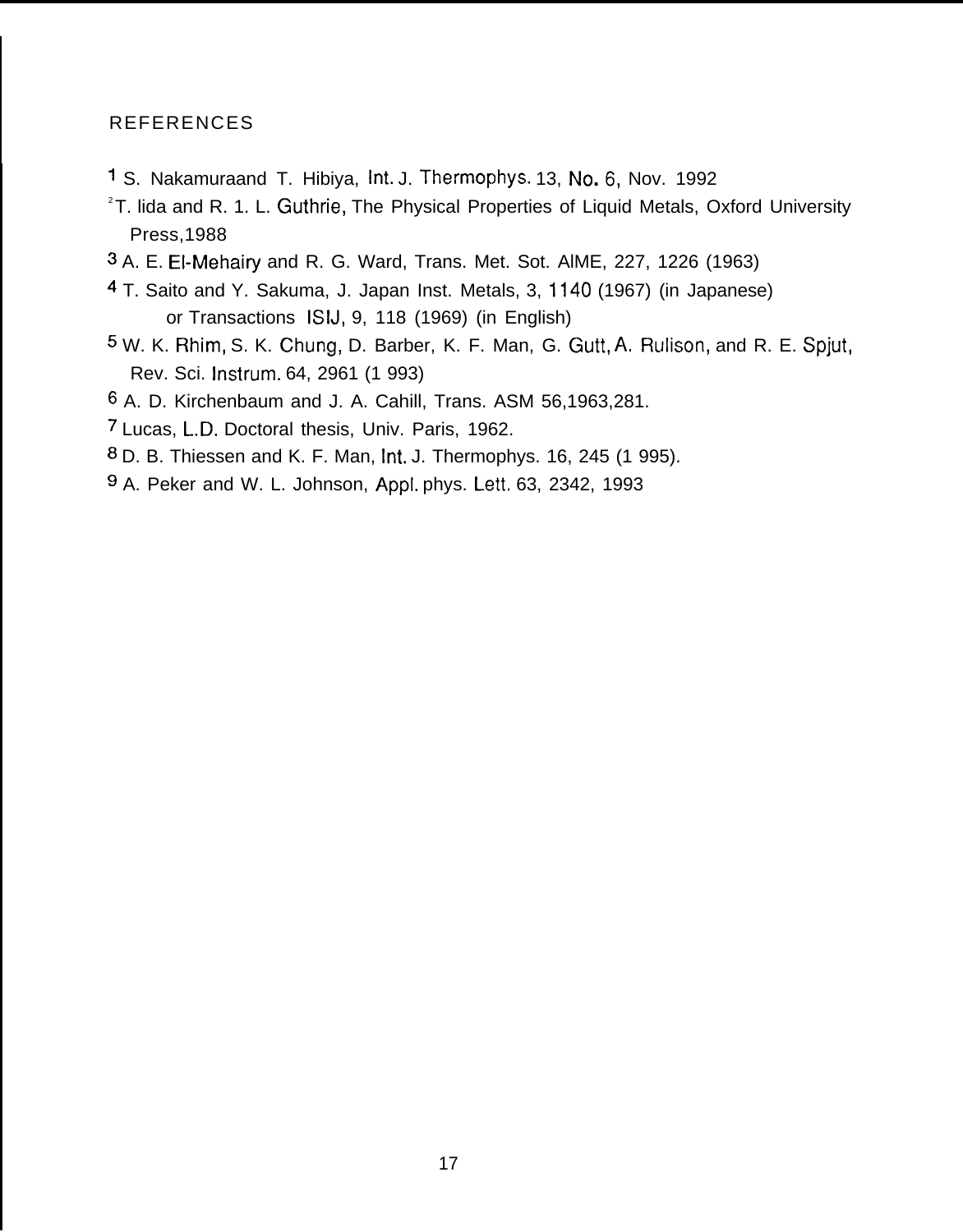## REFERENCES

[1] S. Nakamuraand T. Hibiya, Int. J. Thermophys. 13, No. 6, Nov. 1992

[2] T. lida and R. 1. L. Guthrie, The Physical Properties of Liquid Metals, Oxford University Press,1988

[3] A. E. El-Mehairy and R. G. Ward, Trans. Met. Sot. AlME, 227, 1226 (1963)

[4] T. Saito and Y. Sakuma, J. Japan Inst. Metals, 3, 1140 (1967) (in Japanese) or Transactions ISIJ, 9, 118 (1969) (in English)

[5] W. K. Rhim, S. K. Chung, D. Barber, K. F. Man, G. Gutt, A. Rulison, and R. E. Spjut, Rev. Sci. Instrum. 64, 2961 (1 993)

[6] A. D. Kirchenbaum and J. A. Cahill, Trans. ASM 56,1963,281.

[7] Lucas, L.D. Doctoral thesis, Univ. Paris, 1962.

[8] D. B. Thiessen and K. F. Man, Int. J. Thermophys. 16, 245 (1 995).

[9] A. Peker and W. L. Johnson, Appl. phys. Lett. 63, 2342, 1993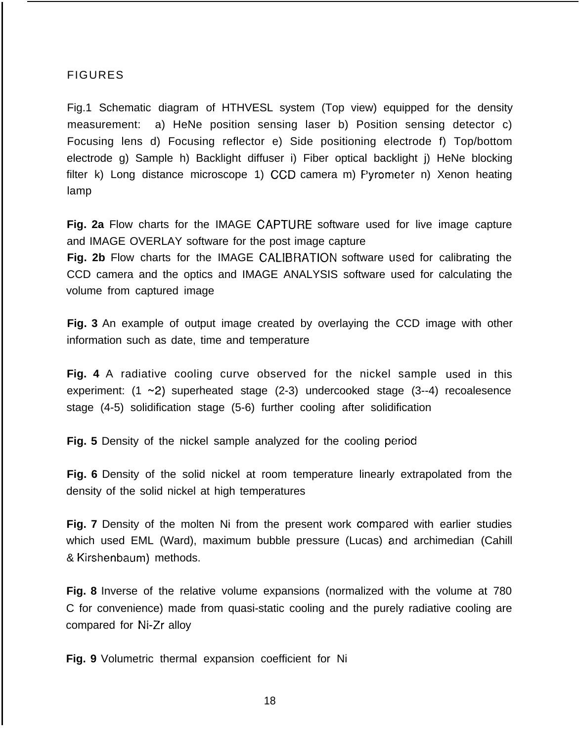FIGURES

Fig.1 Schematic diagram of HTHVESL system (Top view) equipped for the density measurement: a) HeNe position sensing laser b) Position sensing detector c) Focusing lens d) Focusing reflector e) Side positioning electrode f) Top/bottom electrode g) Sample h) Backlight diffuser i) Fiber optical backlight j) HeNe blocking filter k) Long distance microscope 1) CCD camera m) Pyrometer n) Xenon heating lamp

**Fig. 2a** Flow charts for the IMAGE CAPTURE software used for live image capture and IMAGE OVERLAY software for the post image capture

**Fig. 2b** Flow charts for the IMAGE CALIBRATION software used for calibrating the CCD camera and the optics and IMAGE ANALYSIS software used for calculating the volume from captured image

**Fig. 3** An example of output image created by overlaying the CCD image with other information such as date, time and temperature

**Fig. 4** A radiative cooling curve observed for the nickel sample used in this experiment: (1 ~2) superheated stage (2-3) undercooked stage (3--4) recoalesence stage (4-5) solidification stage (5-6) further cooling after solidification

**Fig. 5** Density of the nickel sample analyzed for the cooling period

**Fig. 6** Density of the solid nickel at room temperature linearly extrapolated from the density of the solid nickel at high temperatures

**Fig. 7** Density of the molten Ni from the present work compared with earlier studies which used EML (Ward), maximum bubble pressure (Lucas) and archimedian (Cahill & Kirshenbaum) methods.

**Fig. 8** Inverse of the relative volume expansions (normalized with the volume at 780 C for convenience) made from quasi-static cooling and the purely radiative cooling are compared for Ni-Zr alloy

**Fig. 9** Volumetric thermal expansion coefficient for Ni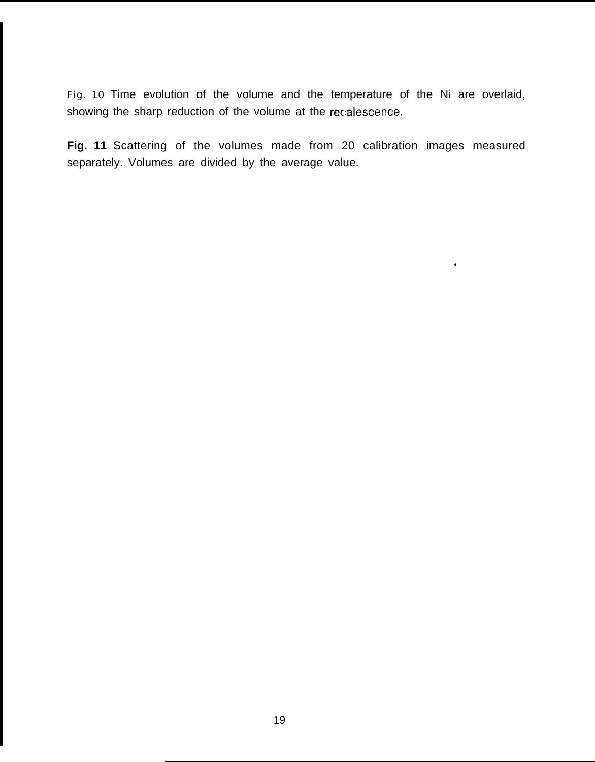Fig. 10 Time evolution of the volume and the temperature of the Ni are overlaid, showing the sharp reduction of the volume at the recalescence.

**Fig. 11** Scattering of the volumes made from 20 calibration images measured separately. Volumes are divided by the average value.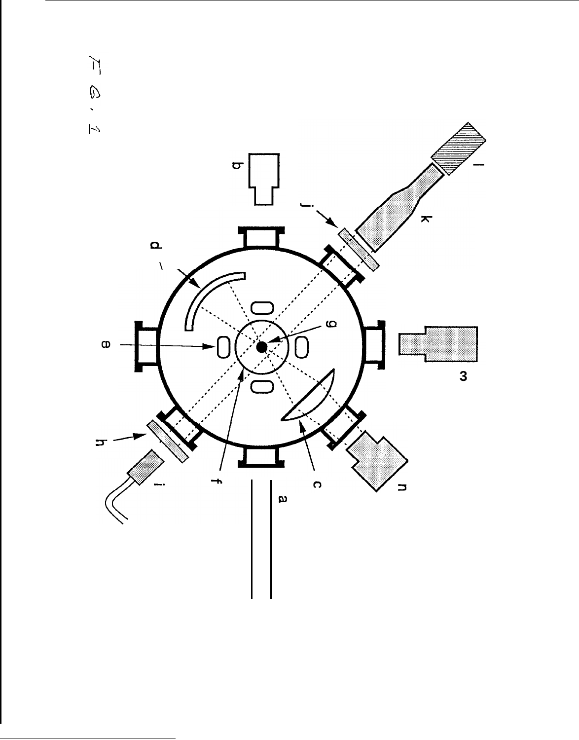FIG. 1

a

b

c

d

e

f

g

h

i

j

k

l

n

3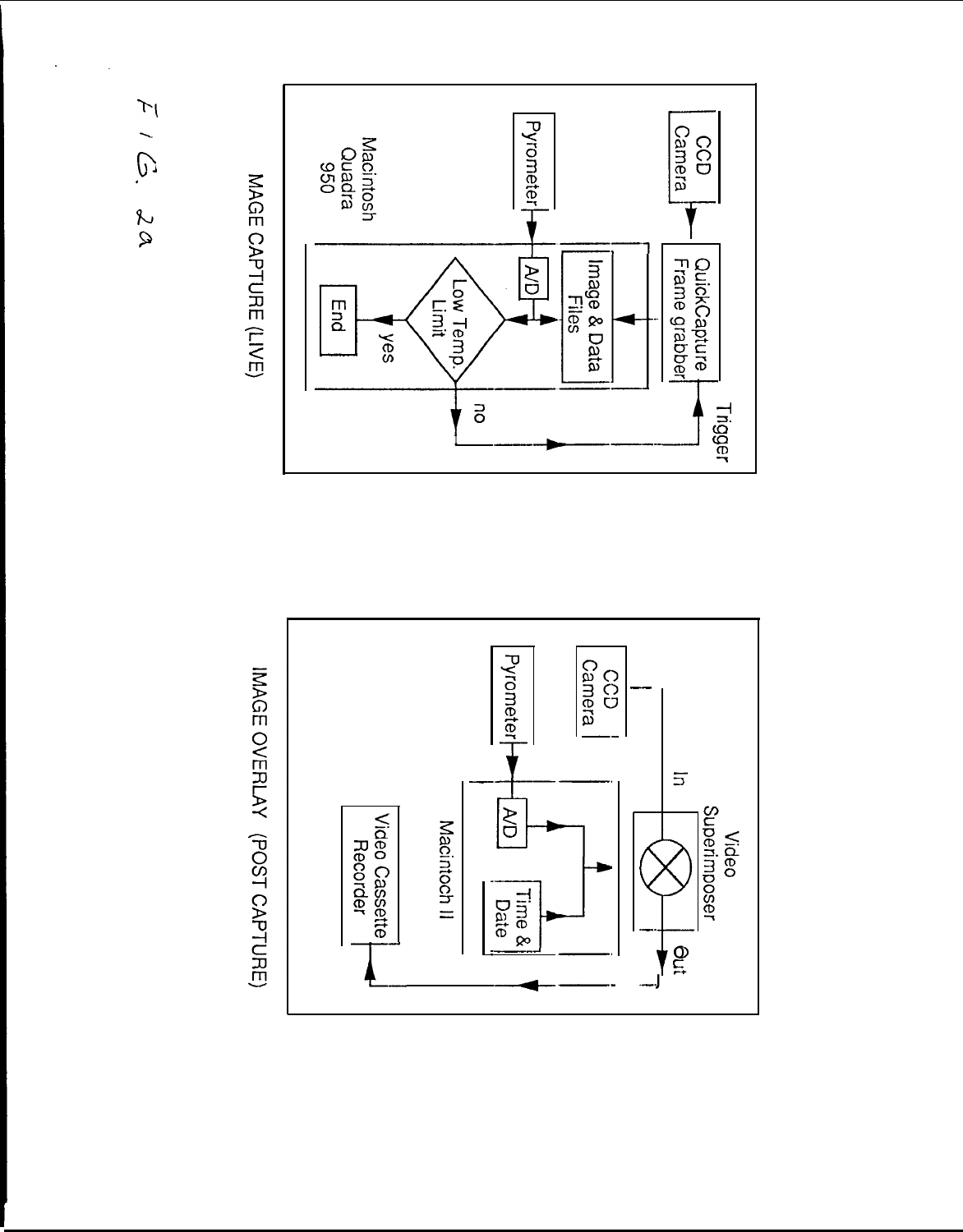FIG. 2a

CCD Camera

Pyrometer

Macintosh Quadra 950

QuickCapture Frame grabber

Trigger

Image & Data Files

A/D

Low Temp. Limit

yes

no

End

MAGE CAPTURE (LIVE)

CCD Camera

Pyrometer

In

Video Superimposer

Out

A/D

Macintoch II

Time & Date

Video Cassette Recorder

IMAGE OVERLAY (POST CAPTURE)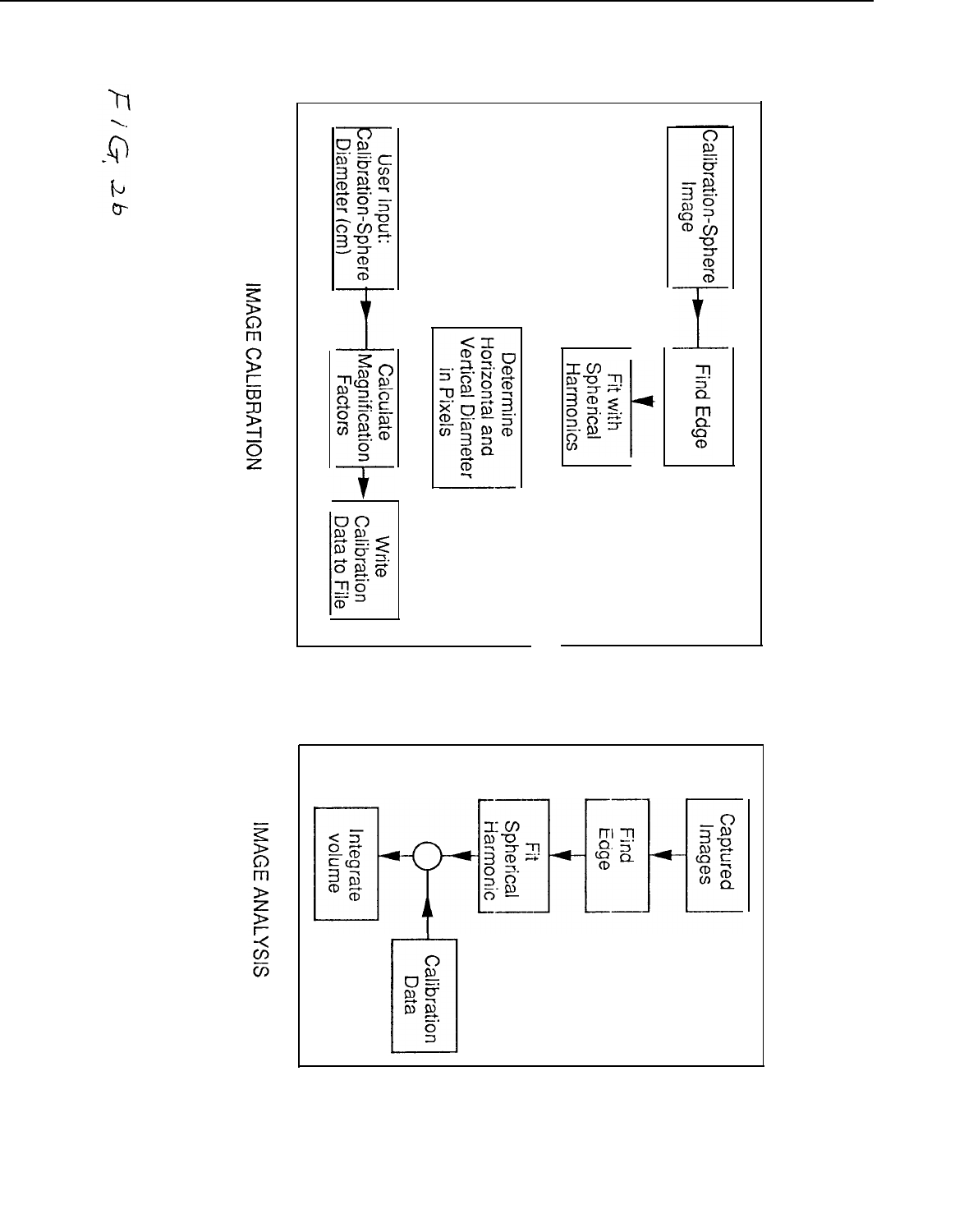FIG. 2b

## IMAGE CALIBRATION

- Calibration-Sphere Image → Find Edge → Fit with Spherical Harmonics
- Determine Horizontal and Vertical Diameter in Pixels
- User Input: Calibration-Sphere Diameter (cm) → Calculate Magnification Factors → Write Calibration Data to File

## IMAGE ANALYSIS

- Captured Images → Find Edge → Fit Spherical Harmonic → ○ → Integrate volume
- Calibration Data → ○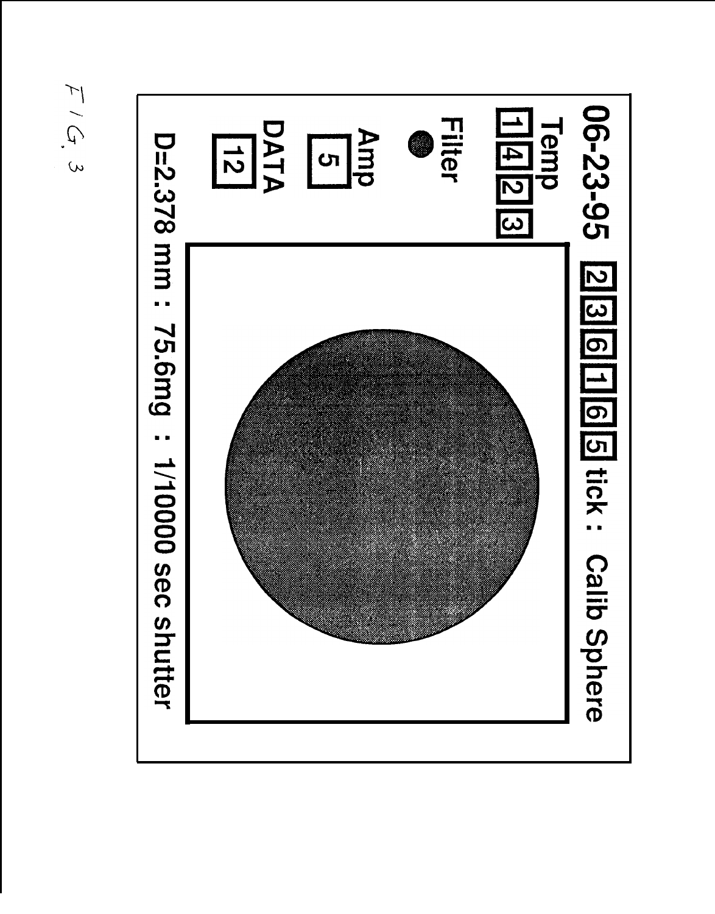06-23-95 2 3 6 1 6 5 tick : Calib Sphere

Temp

1 4 2 3

Filter

Amp

5

DATA

12

D=2.378 mm : 75.6mg : 1/10000 sec shutter

FIG. 3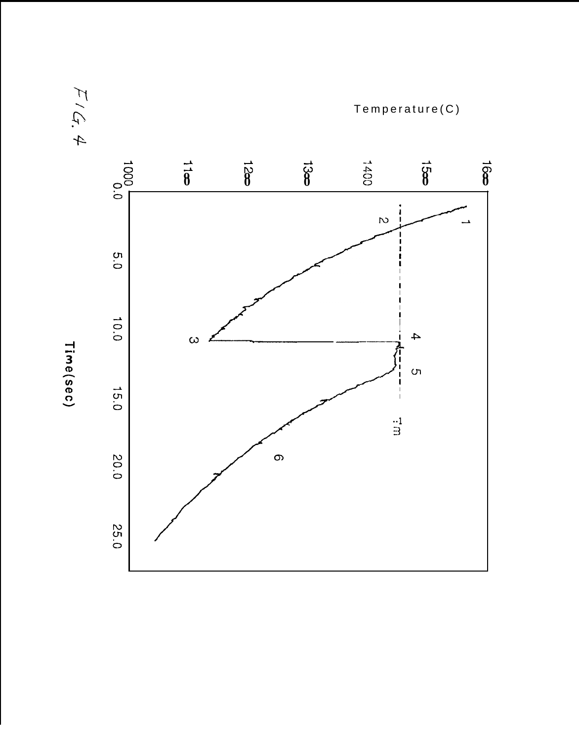FIG. 4

Temperature(C)

1000, 1100, 1200, 1300, 1400, 1500, 1600

0.0, 5.0, 10.0, 15.0, 20.0, 25.0

Time(sec)

1, 2, 3, 4, 5, 6, Tm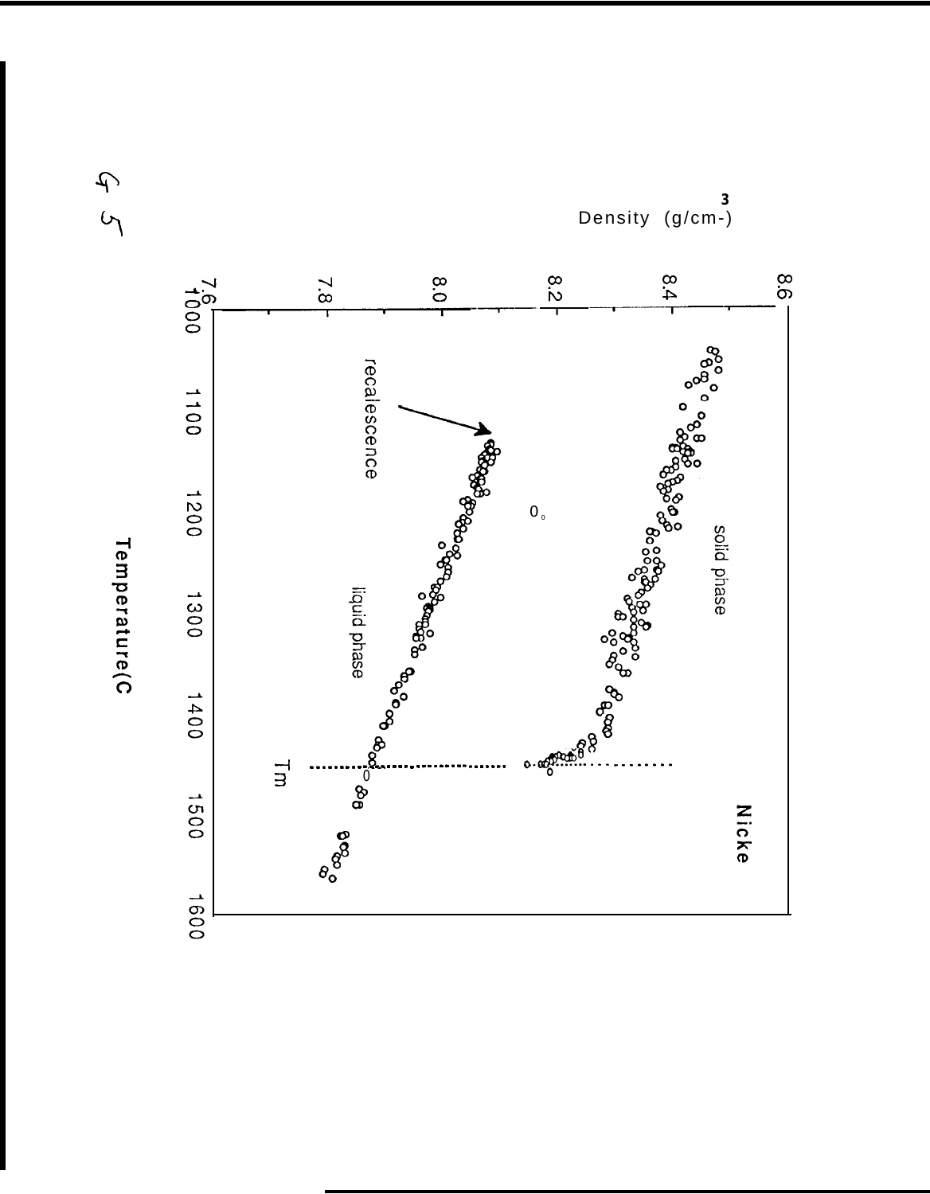G 5

Density (g/cm$^{3}$)

Nicke

solid phase

liquid phase

recalescence

Tm

Temperature(C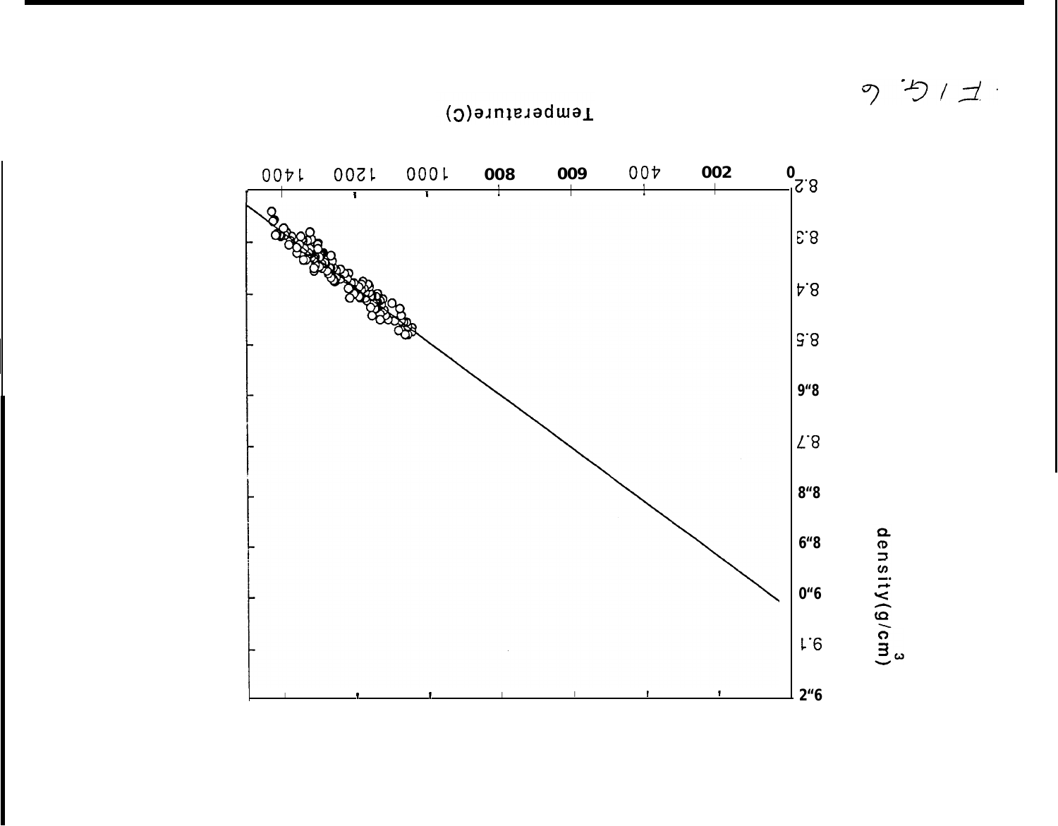FIG. 6

Temperature(C)

0 200 400 600 800 1000 1200 1400

density(g/cm$^3$)

8.2 8.3 8.4 8.5 8.6 8.7 8.8 8.9 9.0 9.1 9.2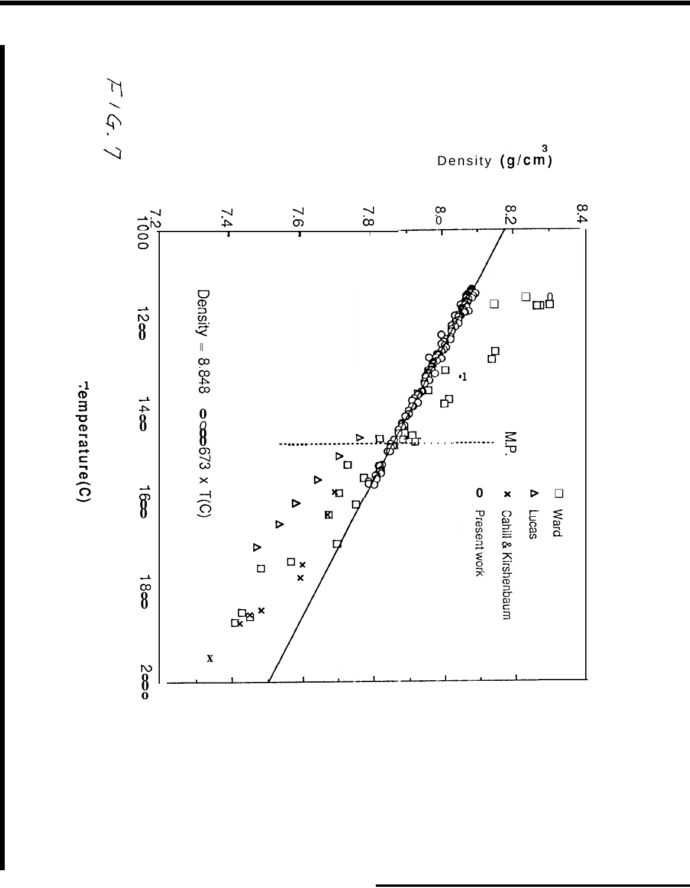FIG. 7

Density $(g/cm^3)$

8.4
8.2
8.0
7.8
7.6
7.4
7.2

□ Ward
▷ Lucas
× Cahill & Kirshenbaum
○ Present work

M.P.

Density = 8.848 − 0.000673 × T(C)

1000 1200 1400 1600 1800 2000

Temperature(C)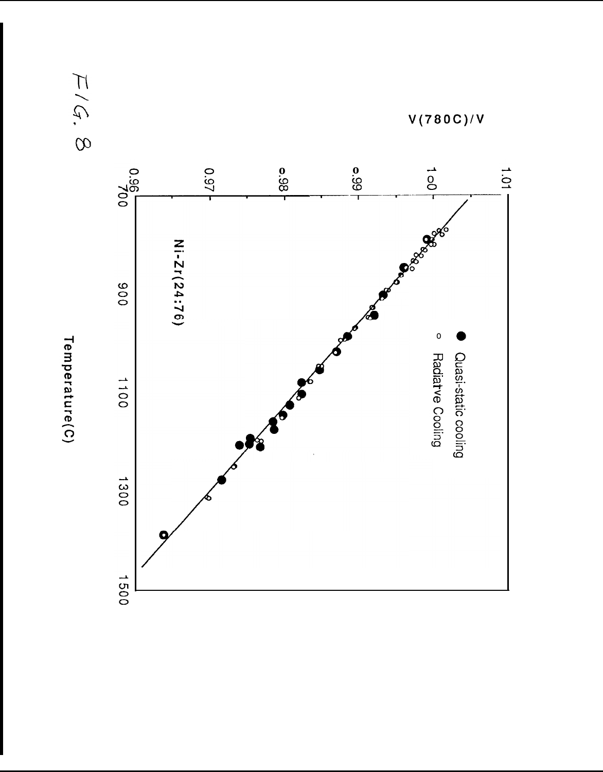FIG. 8

V(780C)/V

1.01

1.00

0.99

0.98

0.97

0.96

700

900

1100

1300

1500

Temperature(C)

Ni-Zr(24:76)

● Quasi-static cooling

○ Radiative Cooling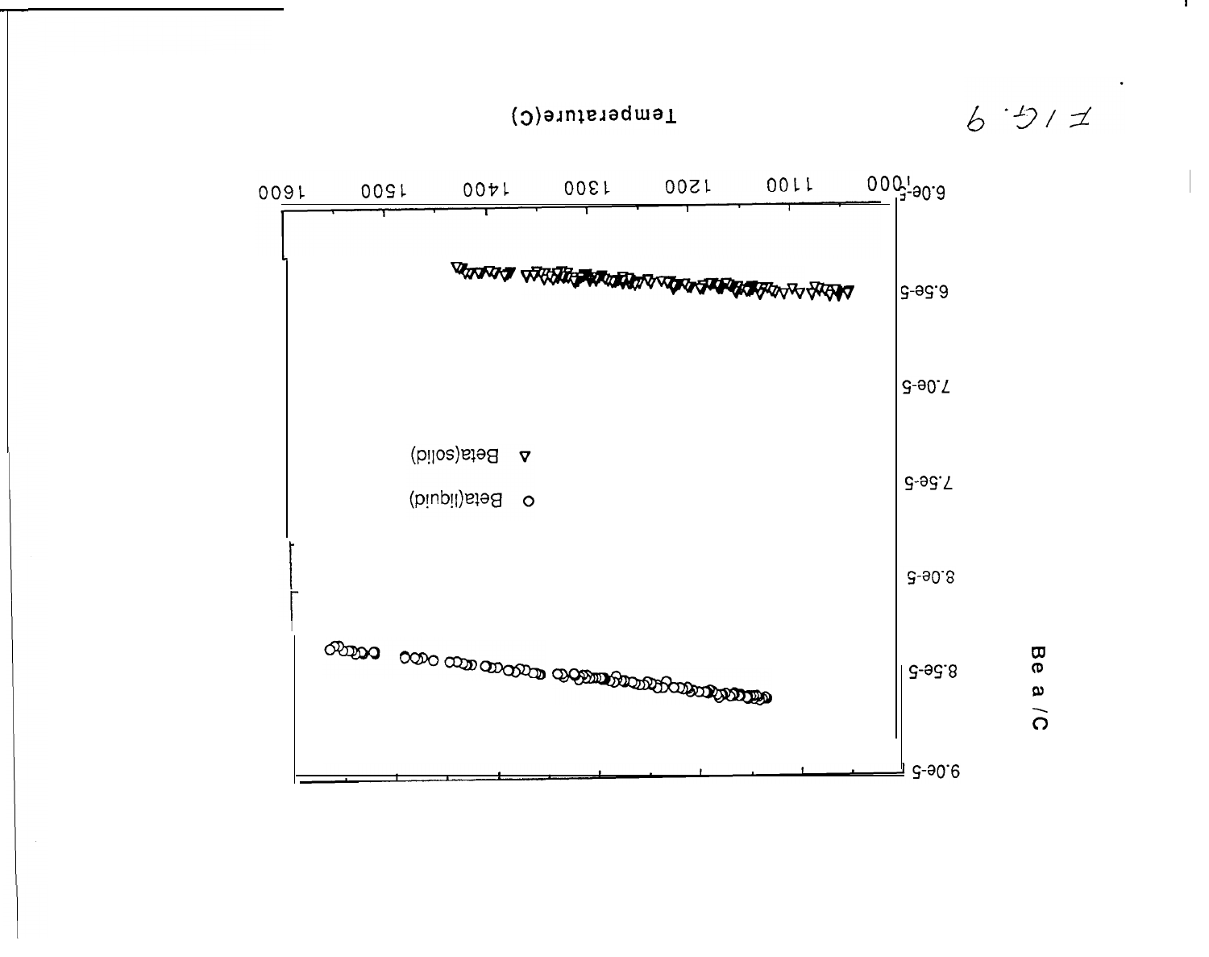FIG. 9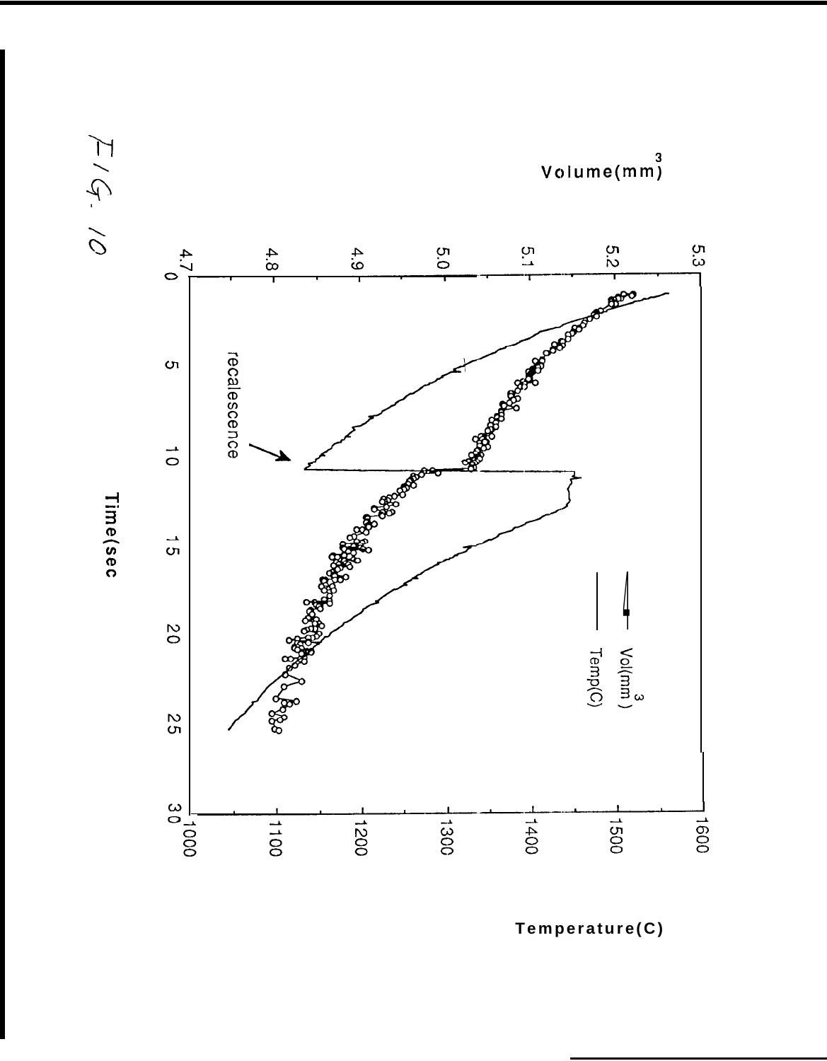FIG. 10

Volume(mm$^3$)

5.3
5.2
5.1
5.0
4.9
4.8
4.7

Vol(mm$^3$)
Temp(C)

recalescence

0 5 10 15 20 25 30

Time(sec

1000 1100 1200 1300 1400 1500 1600

Temperature(C)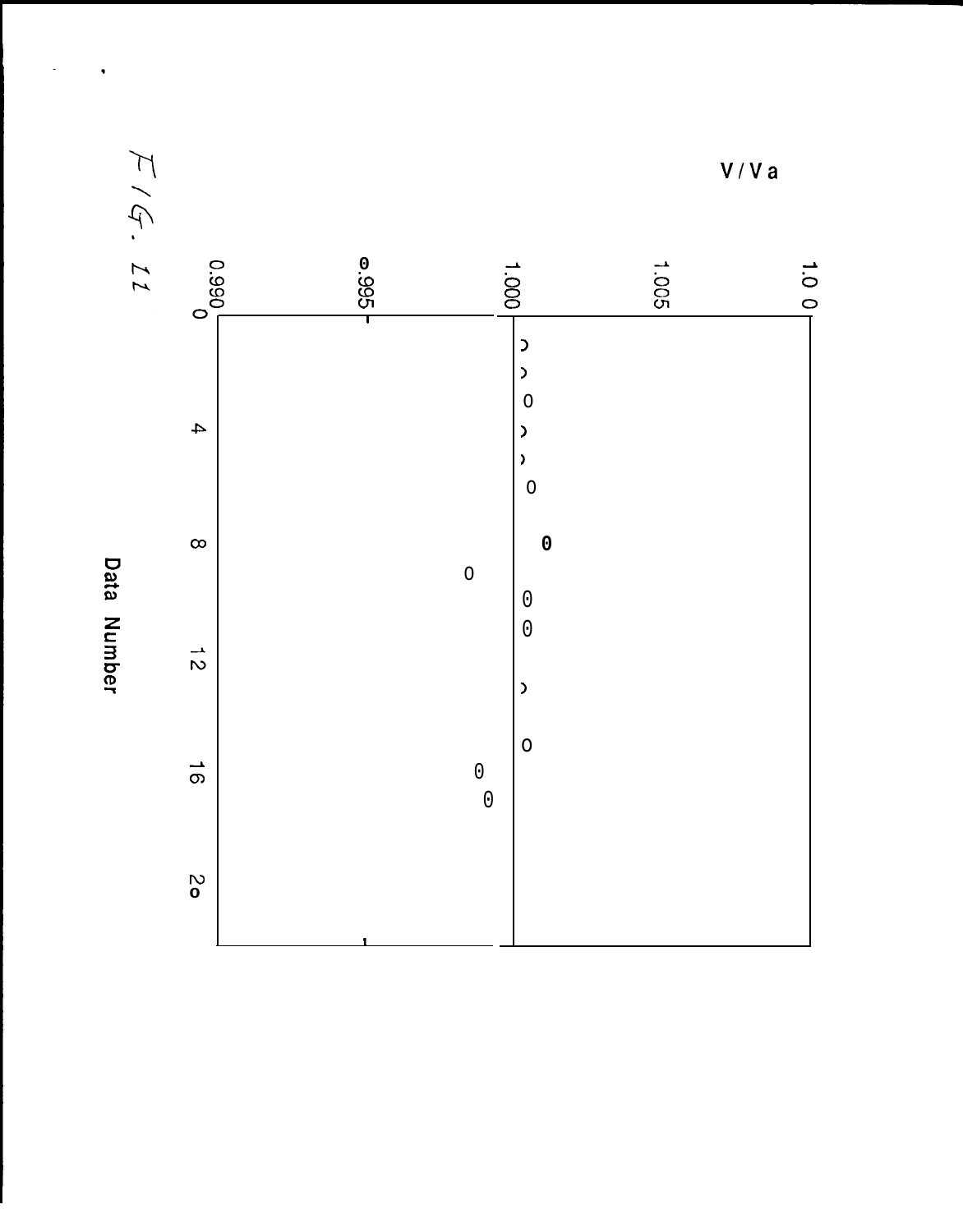V/Va

1.0 0

1.005

1.000

0.995

0.990

0

4

8

12

16

2o

Data Number

FIG. 11